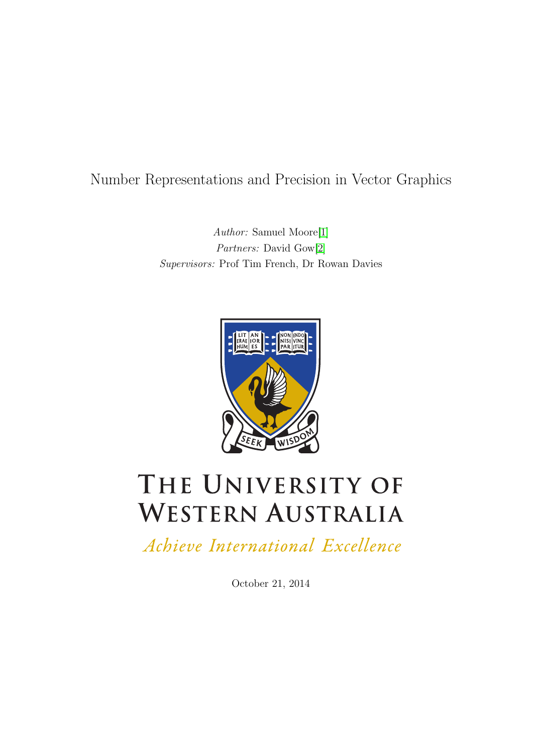# Number Representations and Precision in Vector Graphics

*Author:* Samuel Moore[1]
*Partners:* David Gow[2]
*Supervisors:* Prof Tim French, Dr Rowan Davies

THE UNIVERSITY OF WESTERN AUSTRALIA

*Achieve International Excellence*

October 21, 2014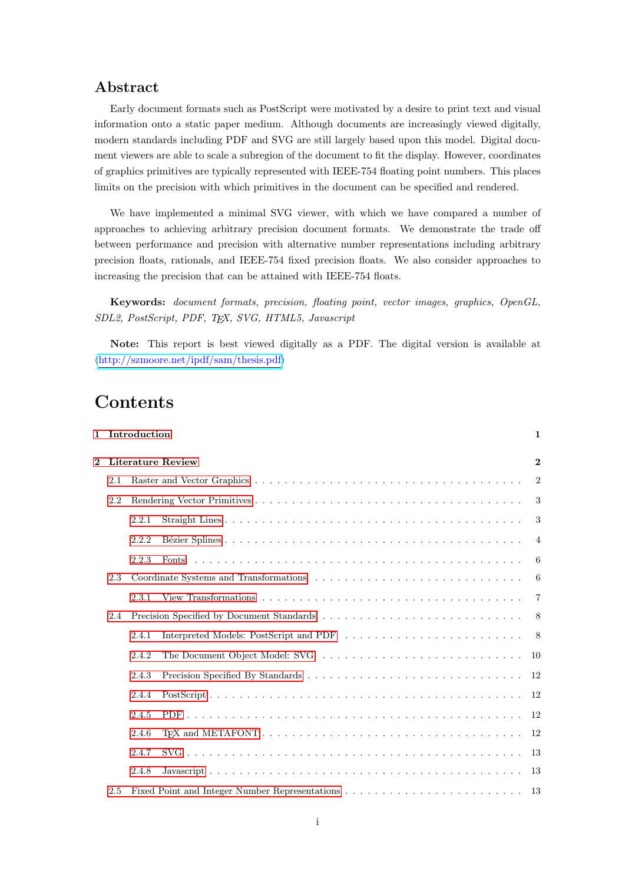## Abstract

Early document formats such as PostScript were motivated by a desire to print text and visual information onto a static paper medium. Although documents are increasingly viewed digitally, modern standards including PDF and SVG are still largely based upon this model. Digital document viewers are able to scale a subregion of the document to fit the display. However, coordinates of graphics primitives are typically represented with IEEE-754 floating point numbers. This places limits on the precision with which primitives in the document can be specified and rendered.

We have implemented a minimal SVG viewer, with which we have compared a number of approaches to achieving arbitrary precision document formats. We demonstrate the trade off between performance and precision with alternative number representations including arbitrary precision floats, rationals, and IEEE-754 fixed precision floats. We also consider approaches to increasing the precision that can be attained with IEEE-754 floats.

**Keywords:** *document formats, precision, floating point, vector images, graphics, OpenGL, SDL2, PostScript, PDF, TEX, SVG, HTML5, Javascript*

**Note:** This report is best viewed digitally as a PDF. The digital version is available at ⟨http://szmoore.net/ipdf/sam/thesis.pdf⟩

# Contents

- **1 Introduction** — 1
- **2 Literature Review** — 2
  - 2.1 Raster and Vector Graphics — 2
  - 2.2 Rendering Vector Primitives — 3
    - 2.2.1 Straight Lines — 3
    - 2.2.2 Bézier Splines — 4
    - 2.2.3 Fonts — 6
  - 2.3 Coordinate Systems and Transformations — 6
    - 2.3.1 View Transformations — 7
  - 2.4 Precision Specified by Document Standards — 8
    - 2.4.1 Interpreted Models: PostScript and PDF — 8
    - 2.4.2 The Document Object Model: SVG — 10
    - 2.4.3 Precision Specified By Standards — 12
    - 2.4.4 PostScript — 12
    - 2.4.5 PDF — 12
    - 2.4.6 TEX and METAFONT — 12
    - 2.4.7 SVG — 13
    - 2.4.8 Javascript — 13
  - 2.5 Fixed Point and Integer Number Representations — 13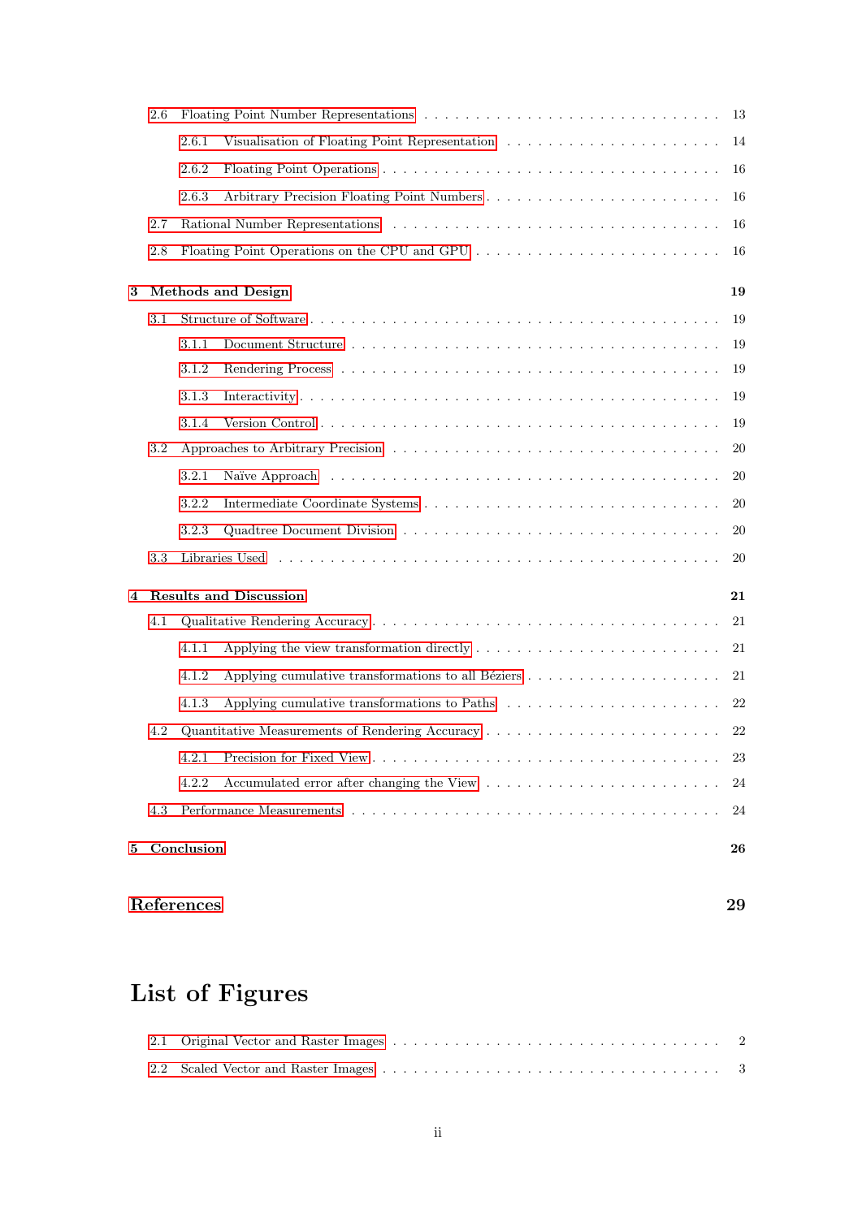- 2.6 Floating Point Number Representations . . . . . 13
  - 2.6.1 Visualisation of Floating Point Representation . . . . . 14
  - 2.6.2 Floating Point Operations . . . . . 16
  - 2.6.3 Arbitrary Precision Floating Point Numbers . . . . . 16
- 2.7 Rational Number Representations . . . . . 16
- 2.8 Floating Point Operations on the CPU and GPU . . . . . 16

**3 Methods and Design** **19**

- 3.1 Structure of Software . . . . . 19
  - 3.1.1 Document Structure . . . . . 19
  - 3.1.2 Rendering Process . . . . . 19
  - 3.1.3 Interactivity . . . . . 19
  - 3.1.4 Version Control . . . . . 19
- 3.2 Approaches to Arbitrary Precision . . . . . 20
  - 3.2.1 Naïve Approach . . . . . 20
  - 3.2.2 Intermediate Coordinate Systems . . . . . 20
  - 3.2.3 Quadtree Document Division . . . . . 20
- 3.3 Libraries Used . . . . . 20

**4 Results and Discussion** **21**

- 4.1 Qualitative Rendering Accuracy . . . . . 21
  - 4.1.1 Applying the view transformation directly . . . . . 21
  - 4.1.2 Applying cumulative transformations to all Béziers . . . . . 21
  - 4.1.3 Applying cumulative transformations to Paths . . . . . 22
- 4.2 Quantitative Measurements of Rendering Accuracy . . . . . 22
  - 4.2.1 Precision for Fixed View . . . . . 23
  - 4.2.2 Accumulated error after changing the View . . . . . 24
- 4.3 Performance Measurements . . . . . 24

**5 Conclusion** **26**

**References** **29**

# List of Figures

- 2.1 Original Vector and Raster Images . . . . . 2
- 2.2 Scaled Vector and Raster Images . . . . . 3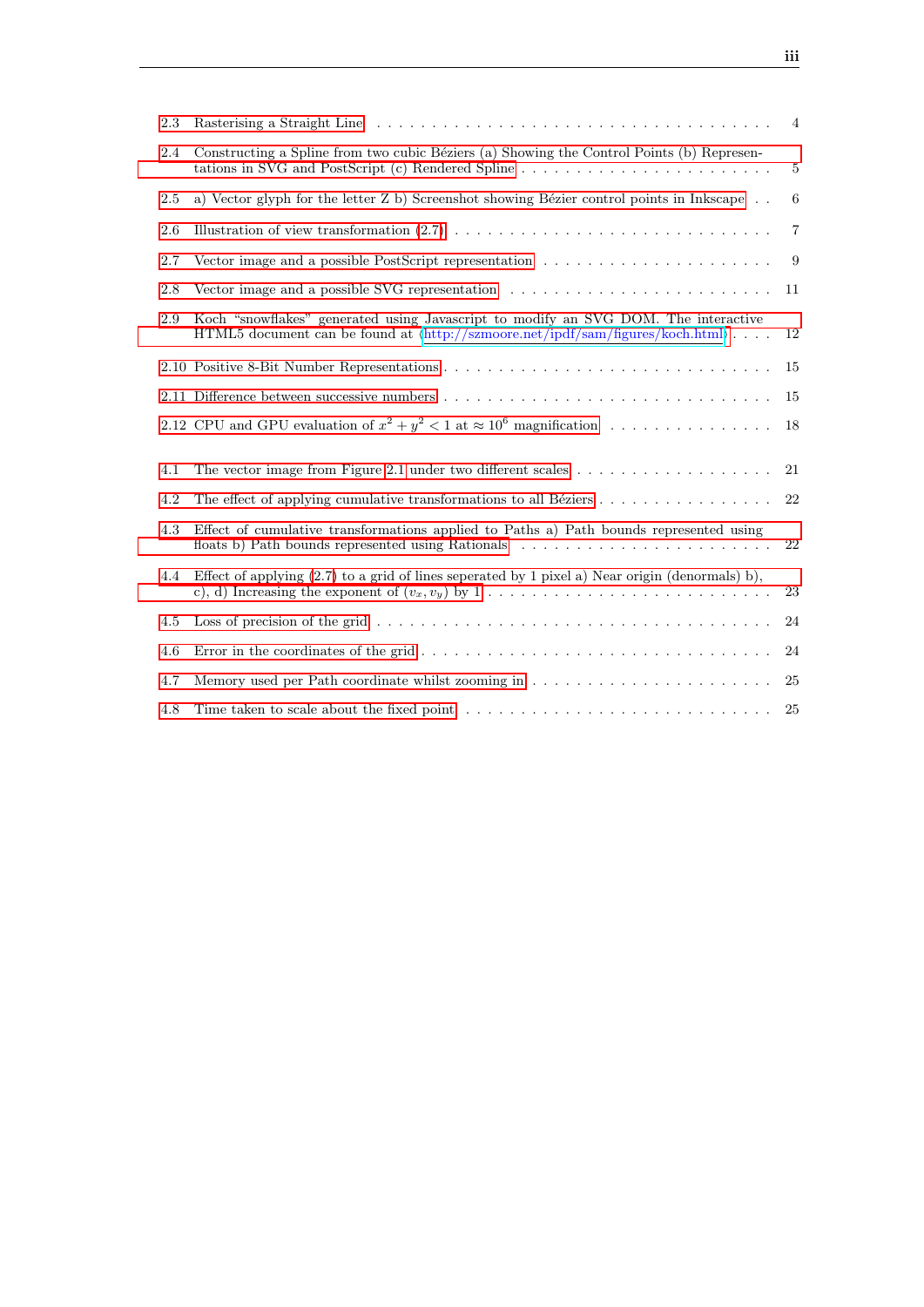2.3 Rasterising a Straight Line . . . . . . . . . . . . . . . . . . . . . . . . . . . . . . . . . . 4

2.4 Constructing a Spline from two cubic Béziers (a) Showing the Control Points (b) Representations in SVG and PostScript (c) Rendered Spline . . . . . . . . . . . . . . . . . . . . . . . 5

2.5 a) Vector glyph for the letter Z b) Screenshot showing Bézier control points in Inkscape . . 6

2.6 Illustration of view transformation (2.7) . . . . . . . . . . . . . . . . . . . . . . . . . . . . 7

2.7 Vector image and a possible PostScript representation . . . . . . . . . . . . . . . . . . . . 9

2.8 Vector image and a possible SVG representation . . . . . . . . . . . . . . . . . . . . . . . 11

2.9 Koch "snowflakes" generated using Javascript to modify an SVG DOM. The interactive HTML5 document can be found at (http://szmoore.net/ipdf/sam/figures/koch.html) . . . . 12

2.10 Positive 8-Bit Number Representations . . . . . . . . . . . . . . . . . . . . . . . . . . . . 15

2.11 Difference between successive numbers . . . . . . . . . . . . . . . . . . . . . . . . . . . . 15

2.12 CPU and GPU evaluation of $x^2 + y^2 < 1$ at $\approx 10^6$ magnification . . . . . . . . . . . . . . . 18

4.1 The vector image from Figure 2.1 under two different scales . . . . . . . . . . . . . . . . . . 21

4.2 The effect of applying cumulative transformations to all Béziers . . . . . . . . . . . . . . . . 22

4.3 Effect of cumulative transformations applied to Paths a) Path bounds represented using floats b) Path bounds represented using Rationals . . . . . . . . . . . . . . . . . . . . . . . 22

4.4 Effect of applying (2.7) to a grid of lines seperated by 1 pixel a) Near origin (denormals) b), c), d) Increasing the exponent of $(v_x, v_y)$ by 1 . . . . . . . . . . . . . . . . . . . . . . . . . 23

4.5 Loss of precision of the grid . . . . . . . . . . . . . . . . . . . . . . . . . . . . . . . . . . 24

4.6 Error in the coordinates of the grid . . . . . . . . . . . . . . . . . . . . . . . . . . . . . . 24

4.7 Memory used per Path coordinate whilst zooming in . . . . . . . . . . . . . . . . . . . . . 25

4.8 Time taken to scale about the fixed point . . . . . . . . . . . . . . . . . . . . . . . . . . . 25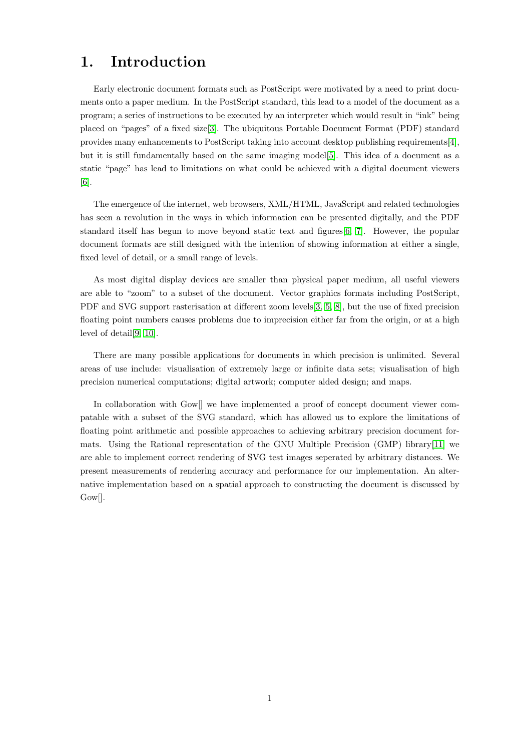# 1. Introduction

Early electronic document formats such as PostScript were motivated by a need to print documents onto a paper medium. In the PostScript standard, this lead to a model of the document as a program; a series of instructions to be executed by an interpreter which would result in "ink" being placed on "pages" of a fixed size[3]. The ubiquitous Portable Document Format (PDF) standard provides many enhancements to PostScript taking into account desktop publishing requirements[4], but it is still fundamentally based on the same imaging model[5]. This idea of a document as a static "page" has lead to limitations on what could be achieved with a digital document viewers [6].

The emergence of the internet, web browsers, XML/HTML, JavaScript and related technologies has seen a revolution in the ways in which information can be presented digitally, and the PDF standard itself has begun to move beyond static text and figures[6, 7]. However, the popular document formats are still designed with the intention of showing information at either a single, fixed level of detail, or a small range of levels.

As most digital display devices are smaller than physical paper medium, all useful viewers are able to "zoom" to a subset of the document. Vector graphics formats including PostScript, PDF and SVG support rasterisation at different zoom levels[3, 5, 8], but the use of fixed precision floating point numbers causes problems due to imprecision either far from the origin, or at a high level of detail[9, 10].

There are many possible applications for documents in which precision is unlimited. Several areas of use include: visualisation of extremely large or infinite data sets; visualisation of high precision numerical computations; digital artwork; computer aided design; and maps.

In collaboration with Gow[] we have implemented a proof of concept document viewer compatable with a subset of the SVG standard, which has allowed us to explore the limitations of floating point arithmetic and possible approaches to achieving arbitrary precision document formats. Using the Rational representation of the GNU Multiple Precision (GMP) library[11] we are able to implement correct rendering of SVG test images seperated by arbitrary distances. We present measurements of rendering accuracy and performance for our implementation. An alternative implementation based on a spatial approach to constructing the document is discussed by Gow[].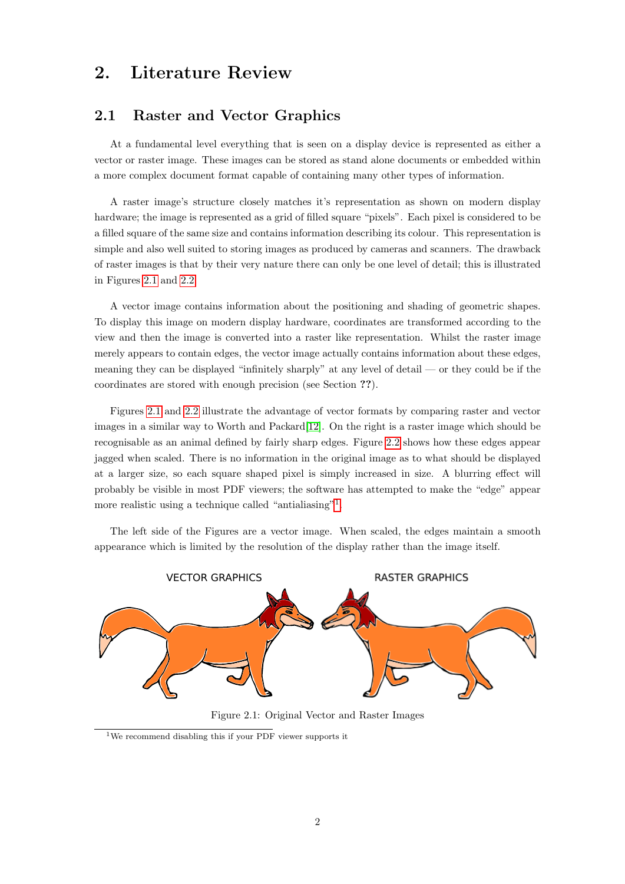# 2. Literature Review

## 2.1 Raster and Vector Graphics

At a fundamental level everything that is seen on a display device is represented as either a vector or raster image. These images can be stored as stand alone documents or embedded within a more complex document format capable of containing many other types of information.

A raster image's structure closely matches it's representation as shown on modern display hardware; the image is represented as a grid of filled square "pixels". Each pixel is considered to be a filled square of the same size and contains information describing its colour. This representation is simple and also well suited to storing images as produced by cameras and scanners. The drawback of raster images is that by their very nature there can only be one level of detail; this is illustrated in Figures 2.1 and 2.2.

A vector image contains information about the positioning and shading of geometric shapes. To display this image on modern display hardware, coordinates are transformed according to the view and then the image is converted into a raster like representation. Whilst the raster image merely appears to contain edges, the vector image actually contains information about these edges, meaning they can be displayed "infinitely sharply" at any level of detail — or they could be if the coordinates are stored with enough precision (see Section **??**).

Figures 2.1 and 2.2 illustrate the advantage of vector formats by comparing raster and vector images in a similar way to Worth and Packard[12]. On the right is a raster image which should be recognisable as an animal defined by fairly sharp edges. Figure 2.2 shows how these edges appear jagged when scaled. There is no information in the original image as to what should be displayed at a larger size, so each square shaped pixel is simply increased in size. A blurring effect will probably be visible in most PDF viewers; the software has attempted to make the "edge" appear more realistic using a technique called "antialiasing"[1].

The left side of the Figures are a vector image. When scaled, the edges maintain a smooth appearance which is limited by the resolution of the display rather than the image itself.

VECTOR GRAPHICS RASTER GRAPHICS

Figure 2.1: Original Vector and Raster Images

[1] We recommend disabling this if your PDF viewer supports it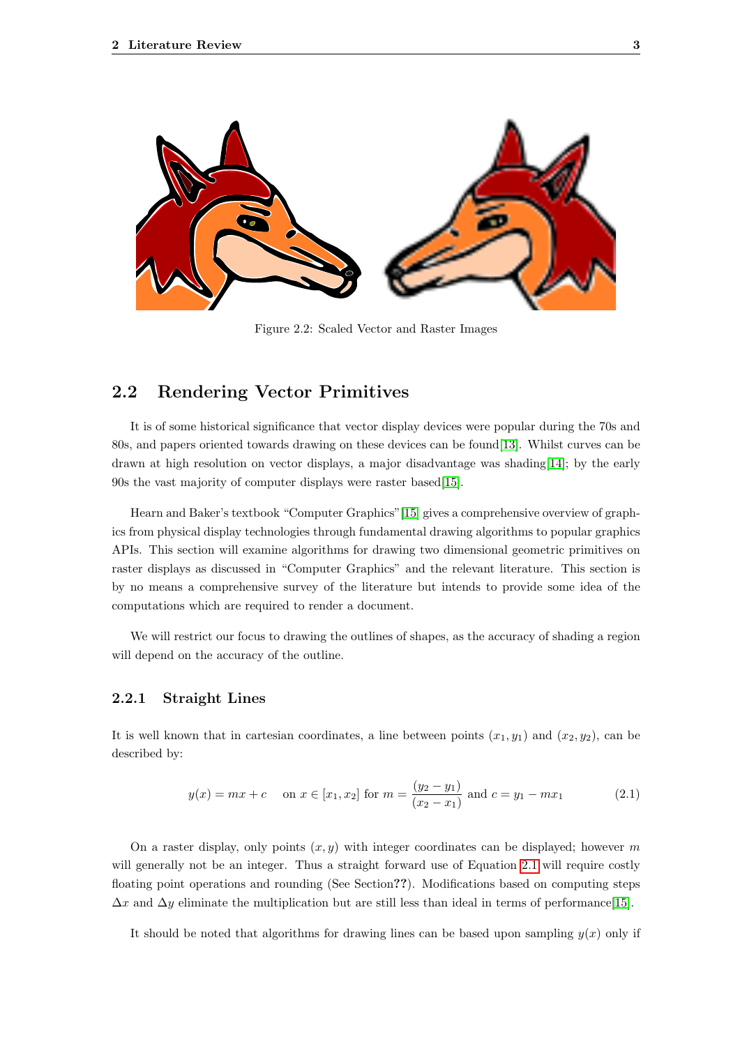Figure 2.2: Scaled Vector and Raster Images

## 2.2 Rendering Vector Primitives

It is of some historical significance that vector display devices were popular during the 70s and 80s, and papers oriented towards drawing on these devices can be found[13]. Whilst curves can be drawn at high resolution on vector displays, a major disadvantage was shading[14]; by the early 90s the vast majority of computer displays were raster based[15].

Hearn and Baker's textbook "Computer Graphics"[15] gives a comprehensive overview of graphics from physical display technologies through fundamental drawing algorithms to popular graphics APIs. This section will examine algorithms for drawing two dimensional geometric primitives on raster displays as discussed in "Computer Graphics" and the relevant literature. This section is by no means a comprehensive survey of the literature but intends to provide some idea of the computations which are required to render a document.

We will restrict our focus to drawing the outlines of shapes, as the accuracy of shading a region will depend on the accuracy of the outline.

### 2.2.1 Straight Lines

It is well known that in cartesian coordinates, a line between points $(x_1, y_1)$ and $(x_2, y_2)$, can be described by:

$$y(x) = mx + c \quad \text{on } x \in [x_1, x_2] \text{ for } m = \frac{(y_2 - y_1)}{(x_2 - x_1)} \text{ and } c = y_1 - mx_1 \tag{2.1}$$

On a raster display, only points $(x, y)$ with integer coordinates can be displayed; however $m$ will generally not be an integer. Thus a straight forward use of Equation 2.1 will require costly floating point operations and rounding (See Section**??**). Modifications based on computing steps $\Delta x$ and $\Delta y$ eliminate the multiplication but are still less than ideal in terms of performance[15].

It should be noted that algorithms for drawing lines can be based upon sampling $y(x)$ only if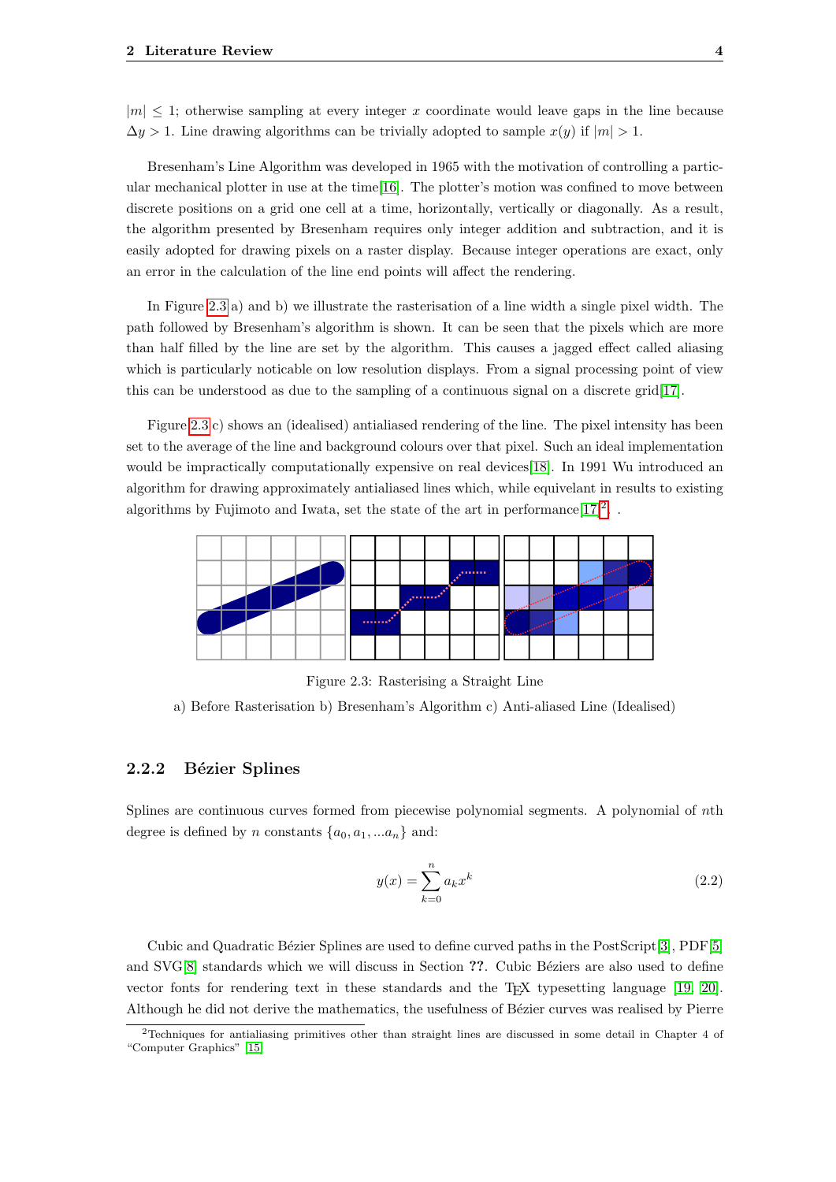$|m| \leq 1$; otherwise sampling at every integer $x$ coordinate would leave gaps in the line because $\Delta y > 1$. Line drawing algorithms can be trivially adopted to sample $x(y)$ if $|m| > 1$.

Bresenham's Line Algorithm was developed in 1965 with the motivation of controlling a particular mechanical plotter in use at the time[16]. The plotter's motion was confined to move between discrete positions on a grid one cell at a time, horizontally, vertically or diagonally. As a result, the algorithm presented by Bresenham requires only integer addition and subtraction, and it is easily adopted for drawing pixels on a raster display. Because integer operations are exact, only an error in the calculation of the line end points will affect the rendering.

In Figure 2.3 a) and b) we illustrate the rasterisation of a line width a single pixel width. The path followed by Bresenham's algorithm is shown. It can be seen that the pixels which are more than half filled by the line are set by the algorithm. This causes a jagged effect called aliasing which is particularly noticable on low resolution displays. From a signal processing point of view this can be understood as due to the sampling of a continuous signal on a discrete grid[17].

Figure 2.3 c) shows an (idealised) antialiased rendering of the line. The pixel intensity has been set to the average of the line and background colours over that pixel. Such an ideal implementation would be impractically computationally expensive on real devices[18]. In 1991 Wu introduced an algorithm for drawing approximately antialiased lines which, while equivelant in results to existing algorithms by Fujimoto and Iwata, set the state of the art in performance[17][2]. .

Figure 2.3: Rasterising a Straight Line

a) Before Rasterisation b) Bresenham's Algorithm c) Anti-aliased Line (Idealised)

### 2.2.2 Bézier Splines

Splines are continuous curves formed from piecewise polynomial segments. A polynomial of $n$th degree is defined by $n$ constants $\{a_0, a_1, ...a_n\}$ and:

$$y(x) = \sum_{k=0}^{n} a_k x^k \tag{2.2}$$

Cubic and Quadratic Bézier Splines are used to define curved paths in the PostScript[3], PDF[5] and SVG[8] standards which we will discuss in Section **??**. Cubic Béziers are also used to define vector fonts for rendering text in these standards and the TeX typesetting language [19, 20]. Although he did not derive the mathematics, the usefulness of Bézier curves was realised by Pierre

[2] Techniques for antialiasing primitives other than straight lines are discussed in some detail in Chapter 4 of "Computer Graphics" [15]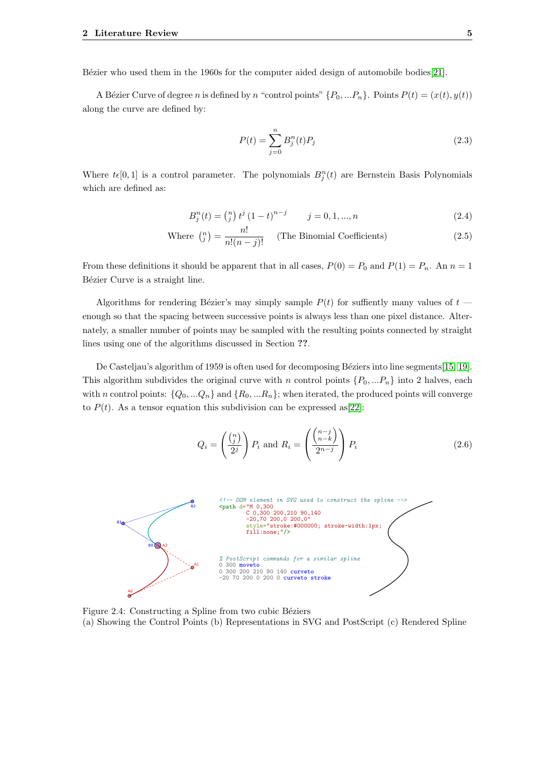Bézier who used them in the 1960s for the computer aided design of automobile bodies[21].

A Bézier Curve of degree $n$ is defined by $n$ "control points" $\{P_0, ...P_n\}$. Points $P(t) = (x(t), y(t))$ along the curve are defined by:

$$P(t) = \sum_{j=0}^{n} B_j^n(t) P_j \tag{2.3}$$

Where $t\epsilon[0, 1]$ is a control parameter. The polynomials $B_j^n(t)$ are Bernstein Basis Polynomials which are defined as:

$$B_j^n(t) = \binom{n}{j} t^j (1-t)^{n-j} \qquad j = 0, 1, ..., n \tag{2.4}$$

$$\text{Where } \binom{n}{j} = \frac{n!}{n!(n-j)!} \quad \text{(The Binomial Coefficients)} \tag{2.5}$$

From these definitions it should be apparent that in all cases, $P(0) = P_0$ and $P(1) = P_n$. An $n = 1$ Bézier Curve is a straight line.

Algorithms for rendering Bézier's may simply sample $P(t)$ for suffiently many values of $t$ — enough so that the spacing between successive points is always less than one pixel distance. Alternately, a smaller number of points may be sampled with the resulting points connected by straight lines using one of the algorithms discussed in Section **??**.

De Casteljau's algorithm of 1959 is often used for decomposing Béziers into line segments[15, 19]. This algorithm subdivides the original curve with $n$ control points $\{P_0, ...P_n\}$ into 2 halves, each with $n$ control points: $\{Q_0, ...Q_n\}$ and $\{R_0, ...R_n\}$; when iterated, the produced points will converge to $P(t)$. As a tensor equation this subdivision can be expressed as[22]:

$$Q_i = \left(\frac{\binom{n}{j}}{2^j}\right) P_i \text{ and } R_i = \left(\frac{\binom{n-j}{n-k}}{2^{n-j}}\right) P_i \tag{2.6}$$

```
<!-- DOM element in SVG used to construct the spline -->
<path d="M 0,300
        C 0,300 200,210 90,140
        -20,70 200,0 200,0"
        style="stroke:#000000; stroke-width:1px;
        fill:none;"/>

% PostScript commands for a similar spline
0 300 moveto
0 300 200 210 90 140 curveto
-20 70 200 0 200 0 curveto stroke
```

Figure 2.4: Constructing a Spline from two cubic Béziers
(a) Showing the Control Points (b) Representations in SVG and PostScript (c) Rendered Spline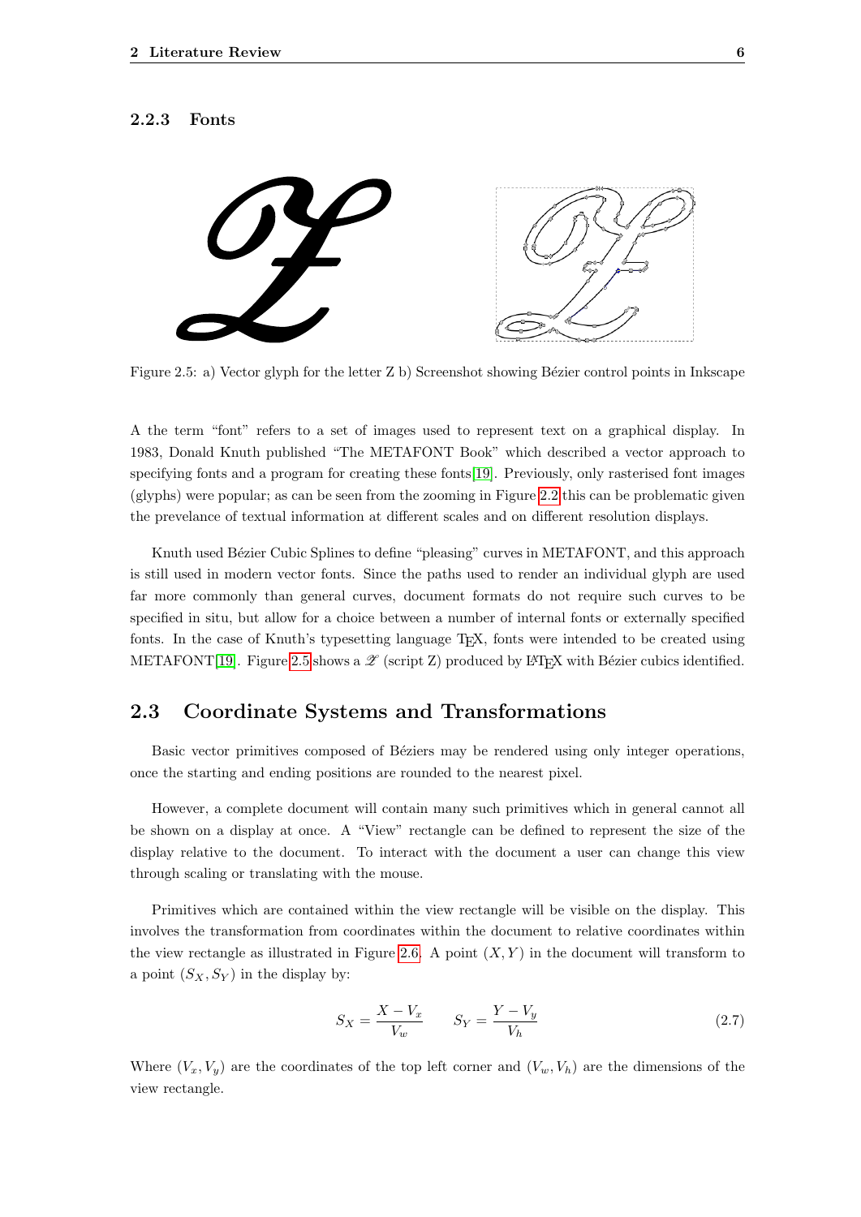### 2.2.3 Fonts

Figure 2.5: a) Vector glyph for the letter Z b) Screenshot showing Bézier control points in Inkscape

A the term "font" refers to a set of images used to represent text on a graphical display. In 1983, Donald Knuth published "The METAFONT Book" which described a vector approach to specifying fonts and a program for creating these fonts[19]. Previously, only rasterised font images (glyphs) were popular; as can be seen from the zooming in Figure 2.2 this can be problematic given the prevelance of textual information at different scales and on different resolution displays.

Knuth used Bézier Cubic Splines to define "pleasing" curves in METAFONT, and this approach is still used in modern vector fonts. Since the paths used to render an individual glyph are used far more commonly than general curves, document formats do not require such curves to be specified in situ, but allow for a choice between a number of internal fonts or externally specified fonts. In the case of Knuth's typesetting language TEX, fonts were intended to be created using METAFONT[19]. Figure 2.5 shows a $\mathscr{Z}$ (script Z) produced by LATEX with Bézier cubics identified.

## 2.3 Coordinate Systems and Transformations

Basic vector primitives composed of Béziers may be rendered using only integer operations, once the starting and ending positions are rounded to the nearest pixel.

However, a complete document will contain many such primitives which in general cannot all be shown on a display at once. A "View" rectangle can be defined to represent the size of the display relative to the document. To interact with the document a user can change this view through scaling or translating with the mouse.

Primitives which are contained within the view rectangle will be visible on the display. This involves the transformation from coordinates within the document to relative coordinates within the view rectangle as illustrated in Figure 2.6. A point $(X, Y)$ in the document will transform to a point $(S_X, S_Y)$ in the display by:

$$S_X = \frac{X - V_x}{V_w} \qquad S_Y = \frac{Y - V_y}{V_h} \tag{2.7}$$

Where $(V_x, V_y)$ are the coordinates of the top left corner and $(V_w, V_h)$ are the dimensions of the view rectangle.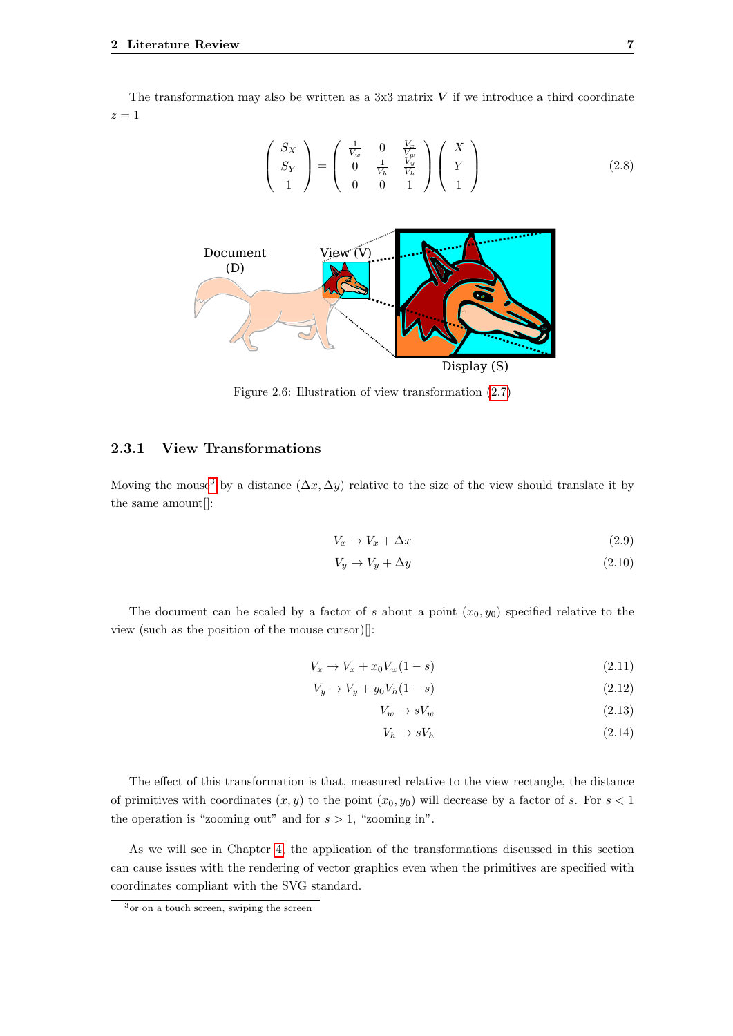The transformation may also be written as a 3x3 matrix $\boldsymbol{V}$ if we introduce a third coordinate $z = 1$

$$\begin{pmatrix} S_X \\ S_Y \\ 1 \end{pmatrix} = \begin{pmatrix} \frac{1}{V_w} & 0 & \frac{V_x}{V_w} \\ 0 & \frac{1}{V_h} & \frac{V_y}{V_h} \\ 0 & 0 & 1 \end{pmatrix} \begin{pmatrix} X \\ Y \\ 1 \end{pmatrix} \tag{2.8}$$

Figure 2.6: Illustration of view transformation (2.7)

### 2.3.1 View Transformations

Moving the mouse[3] by a distance $(\Delta x, \Delta y)$ relative to the size of the view should translate it by the same amount[]:

$$V_x \rightarrow V_x + \Delta x \tag{2.9}$$

$$V_y \rightarrow V_y + \Delta y \tag{2.10}$$

The document can be scaled by a factor of $s$ about a point $(x_0, y_0)$ specified relative to the view (such as the position of the mouse cursor)[]:

$$V_x \rightarrow V_x + x_0 V_w (1 - s) \tag{2.11}$$

$$V_y \rightarrow V_y + y_0 V_h (1 - s) \tag{2.12}$$

$$V_w \rightarrow s V_w \tag{2.13}$$

$$V_h \rightarrow s V_h \tag{2.14}$$

The effect of this transformation is that, measured relative to the view rectangle, the distance of primitives with coordinates $(x, y)$ to the point $(x_0, y_0)$ will decrease by a factor of $s$. For $s < 1$ the operation is "zooming out" and for $s > 1$, "zooming in".

As we will see in Chapter 4, the application of the transformations discussed in this section can cause issues with the rendering of vector graphics even when the primitives are specified with coordinates compliant with the SVG standard.

[3] or on a touch screen, swiping the screen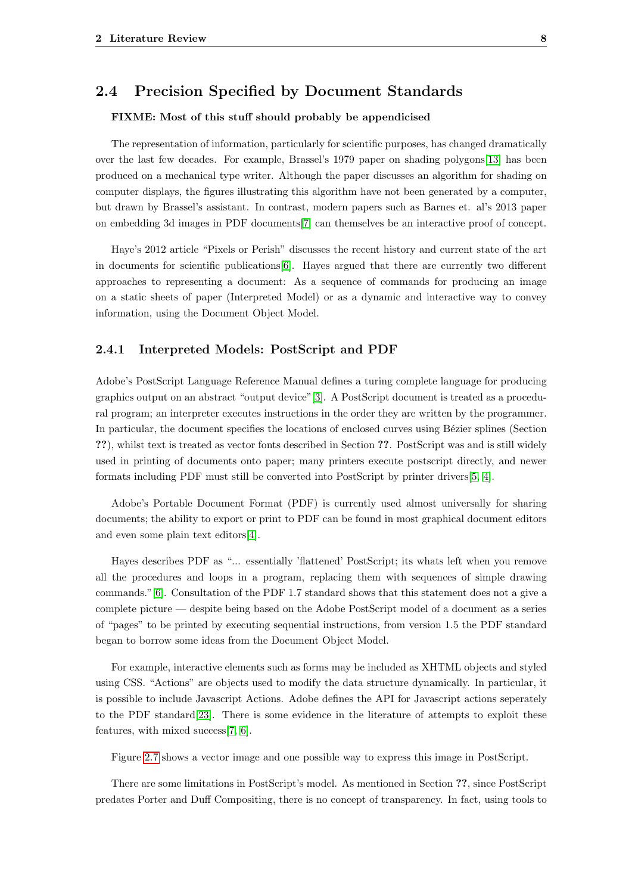## 2.4 Precision Specified by Document Standards

**FIXME: Most of this stuff should probably be appendicised**

The representation of information, particularly for scientific purposes, has changed dramatically over the last few decades. For example, Brassel's 1979 paper on shading polygons[13] has been produced on a mechanical type writer. Although the paper discusses an algorithm for shading on computer displays, the figures illustrating this algorithm have not been generated by a computer, but drawn by Brassel's assistant. In contrast, modern papers such as Barnes et. al's 2013 paper on embedding 3d images in PDF documents[7] can themselves be an interactive proof of concept.

Haye's 2012 article "Pixels or Perish" discusses the recent history and current state of the art in documents for scientific publications[6]. Hayes argued that there are currently two different approaches to representing a document: As a sequence of commands for producing an image on a static sheets of paper (Interpreted Model) or as a dynamic and interactive way to convey information, using the Document Object Model.

### 2.4.1 Interpreted Models: PostScript and PDF

Adobe's PostScript Language Reference Manual defines a turing complete language for producing graphics output on an abstract "output device"[3]. A PostScript document is treated as a procedural program; an interpreter executes instructions in the order they are written by the programmer. In particular, the document specifies the locations of enclosed curves using Bézier splines (Section **??**), whilst text is treated as vector fonts described in Section **??**. PostScript was and is still widely used in printing of documents onto paper; many printers execute postscript directly, and newer formats including PDF must still be converted into PostScript by printer drivers[5, 4].

Adobe's Portable Document Format (PDF) is currently used almost universally for sharing documents; the ability to export or print to PDF can be found in most graphical document editors and even some plain text editors[4].

Hayes describes PDF as "... essentially 'flattened' PostScript; its whats left when you remove all the procedures and loops in a program, replacing them with sequences of simple drawing commands."[6]. Consultation of the PDF 1.7 standard shows that this statement does not a give a complete picture — despite being based on the Adobe PostScript model of a document as a series of "pages" to be printed by executing sequential instructions, from version 1.5 the PDF standard began to borrow some ideas from the Document Object Model.

For example, interactive elements such as forms may be included as XHTML objects and styled using CSS. "Actions" are objects used to modify the data structure dynamically. In particular, it is possible to include Javascript Actions. Adobe defines the API for Javascript actions seperately to the PDF standard[23]. There is some evidence in the literature of attempts to exploit these features, with mixed success[7, 6].

Figure 2.7 shows a vector image and one possible way to express this image in PostScript.

There are some limitations in PostScript's model. As mentioned in Section **??**, since PostScript predates Porter and Duff Compositing, there is no concept of transparency. In fact, using tools to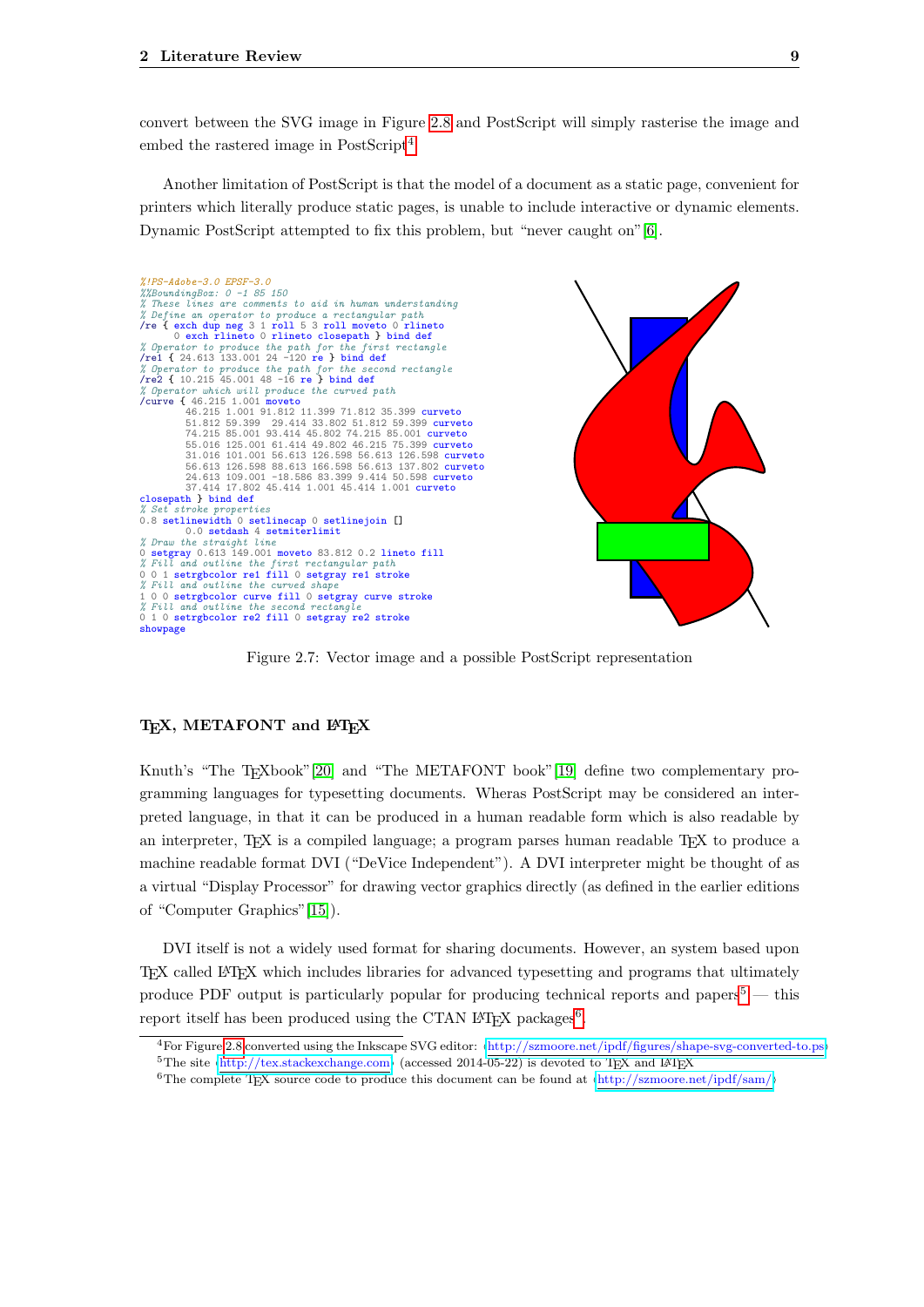convert between the SVG image in Figure 2.8 and PostScript will simply rasterise the image and embed the rastered image in PostScript[4].

Another limitation of PostScript is that the model of a document as a static page, convenient for printers which literally produce static pages, is unable to include interactive or dynamic elements. Dynamic PostScript attempted to fix this problem, but "never caught on" [6].

```
%!PS-Adobe-3.0 EPSF-3.0
%%BoundingBox: 0 -1 85 150
% These lines are comments to aid in human understanding
% Define an operator to produce a rectangular path
/re { exch dup neg 3 1 roll 5 3 roll moveto 0 rlineto
      0 exch rlineto 0 rlineto closepath } bind def
% Operator to produce the path for the first rectangle
/re1 { 24.613 133.001 24 -120 re } bind def
% Operator to produce the path for the second rectangle
/re2 { 10.215 45.001 48 -16 re } bind def
% Operator which will produce the curved path
/curve { 46.215 1.001 moveto
        46.215 1.001 91.812 11.399 71.812 35.399 curveto
        51.812 59.399  29.414 33.802 51.812 59.399 curveto
        74.215 85.001 93.414 45.802 74.215 85.001 curveto
        55.016 125.001 61.414 49.802 46.215 75.399 curveto
        31.016 101.001 56.613 126.598 56.613 126.598 curveto
        56.613 126.598 88.613 166.598 56.613 137.802 curveto
        24.613 109.001 -18.586 83.399 9.414 50.598 curveto
        37.414 17.802 45.414 1.001 45.414 1.001 curveto
closepath } bind def
% Set stroke properties
0.8 setlinewidth 0 setlinecap 0 setlinejoin []
        0.0 setdash 4 setmiterlimit
% Draw the straight line
0 setgray 0.613 149.001 moveto 83.812 0.2 lineto fill
% Fill and outline the first rectangular path
0 0 1 setrgbcolor re1 fill 0 setgray re1 stroke
% Fill and outline the curved shape
1 0 0 setrgbcolor curve fill 0 setgray curve stroke
% Fill and outline the second rectangle
0 1 0 setrgbcolor re2 fill 0 setgray re2 stroke
showpage
```

Figure 2.7: Vector image and a possible PostScript representation

### TEX, METAFONT and LATEX

Knuth's "The TEXbook" [20] and "The METAFONT book" [19] define two complementary programming languages for typesetting documents. Wheras PostScript may be considered an interpreted language, in that it can be produced in a human readable form which is also readable by an interpreter, TEX is a compiled language; a program parses human readable TEX to produce a machine readable format DVI ("DeVice Independent"). A DVI interpreter might be thought of as a virtual "Display Processor" for drawing vector graphics directly (as defined in the earlier editions of "Computer Graphics" [15]).

DVI itself is not a widely used format for sharing documents. However, an system based upon TEX called LATEX which includes libraries for advanced typesetting and programs that ultimately produce PDF output is particularly popular for producing technical reports and papers[5] — this report itself has been produced using the CTAN LATEX packages[6].

[4]For Figure 2.8 converted using the Inkscape SVG editor: http://szmoore.net/ipdf/figures/shape-svg-converted-to.ps

[5]The site http://tex.stackexchange.com (accessed 2014-05-22) is devoted to TEX and LATEX

[6]The complete TEX source code to produce this document can be found at http://szmoore.net/ipdf/sam/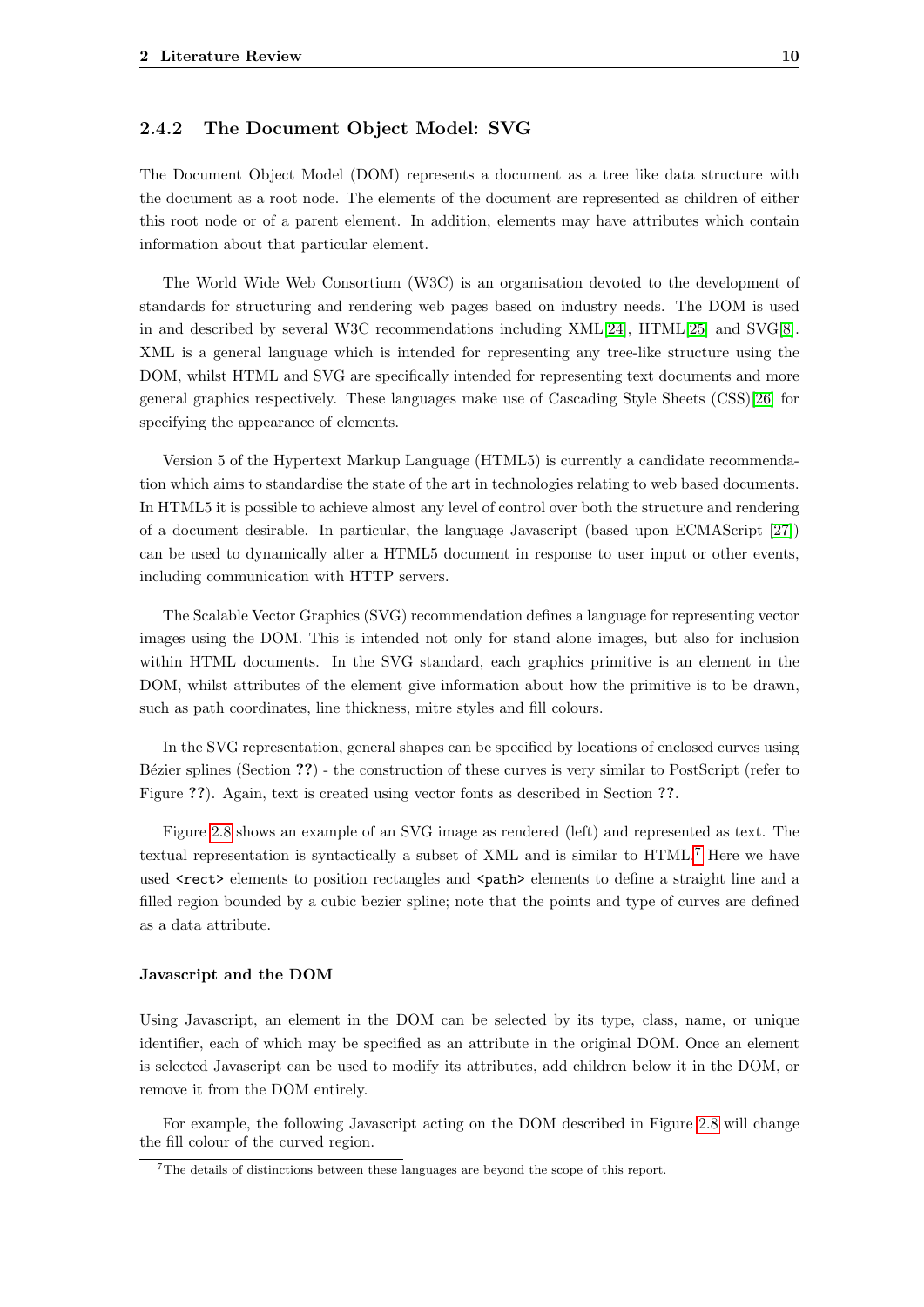### 2.4.2 The Document Object Model: SVG

The Document Object Model (DOM) represents a document as a tree like data structure with the document as a root node. The elements of the document are represented as children of either this root node or of a parent element. In addition, elements may have attributes which contain information about that particular element.

The World Wide Web Consortium (W3C) is an organisation devoted to the development of standards for structuring and rendering web pages based on industry needs. The DOM is used in and described by several W3C recommendations including XML[24], HTML[25] and SVG[8]. XML is a general language which is intended for representing any tree-like structure using the DOM, whilst HTML and SVG are specifically intended for representing text documents and more general graphics respectively. These languages make use of Cascading Style Sheets (CSS)[26] for specifying the appearance of elements.

Version 5 of the Hypertext Markup Language (HTML5) is currently a candidate recommendation which aims to standardise the state of the art in technologies relating to web based documents. In HTML5 it is possible to achieve almost any level of control over both the structure and rendering of a document desirable. In particular, the language Javascript (based upon ECMAScript [27]) can be used to dynamically alter a HTML5 document in response to user input or other events, including communication with HTTP servers.

The Scalable Vector Graphics (SVG) recommendation defines a language for representing vector images using the DOM. This is intended not only for stand alone images, but also for inclusion within HTML documents. In the SVG standard, each graphics primitive is an element in the DOM, whilst attributes of the element give information about how the primitive is to be drawn, such as path coordinates, line thickness, mitre styles and fill colours.

In the SVG representation, general shapes can be specified by locations of enclosed curves using Bézier splines (Section **??**) - the construction of these curves is very similar to PostScript (refer to Figure **??**). Again, text is created using vector fonts as described in Section **??**.

Figure 2.8 shows an example of an SVG image as rendered (left) and represented as text. The textual representation is syntactically a subset of XML and is similar to HTML.[7] Here we have used `<rect>` elements to position rectangles and `<path>` elements to define a straight line and a filled region bounded by a cubic bezier spline; note that the points and type of curves are defined as a data attribute.

#### Javascript and the DOM

Using Javascript, an element in the DOM can be selected by its type, class, name, or unique identifier, each of which may be specified as an attribute in the original DOM. Once an element is selected Javascript can be used to modify its attributes, add children below it in the DOM, or remove it from the DOM entirely.

For example, the following Javascript acting on the DOM described in Figure 2.8 will change the fill colour of the curved region.

[7] The details of distinctions between these languages are beyond the scope of this report.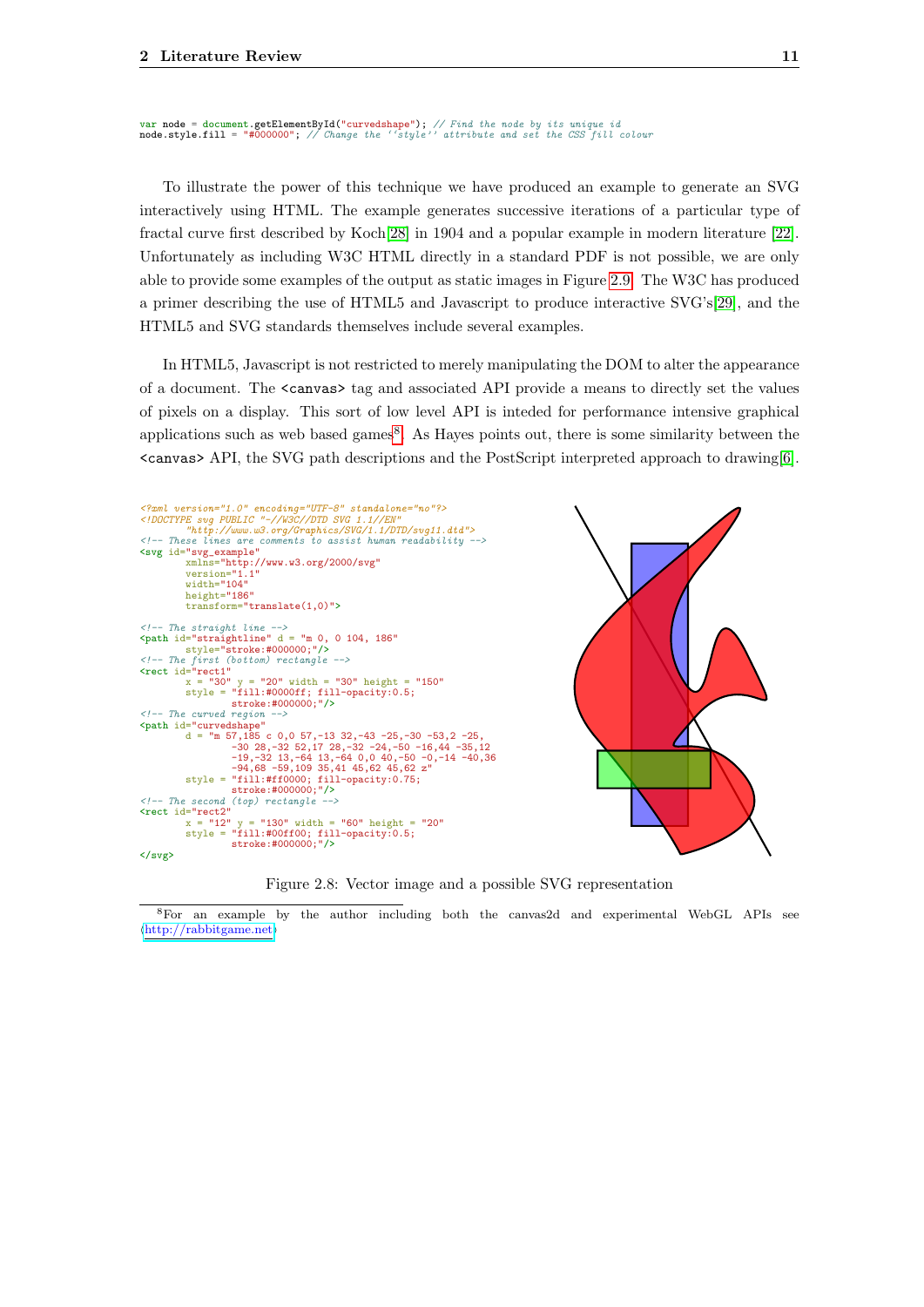```
var node = document.getElementById("curvedshape"); // Find the node by its unique id
node.style.fill = "#000000"; // Change the ''style'' attribute and set the CSS fill colour
```

To illustrate the power of this technique we have produced an example to generate an SVG interactively using HTML. The example generates successive iterations of a particular type of fractal curve first described by Koch[28] in 1904 and a popular example in modern literature [22]. Unfortunately as including W3C HTML directly in a standard PDF is not possible, we are only able to provide some examples of the output as static images in Figure 2.9. The W3C has produced a primer describing the use of HTML5 and Javascript to produce interactive SVG's[29], and the HTML5 and SVG standards themselves include several examples.

In HTML5, Javascript is not restricted to merely manipulating the DOM to alter the appearance of a document. The `<canvas>` tag and associated API provide a means to directly set the values of pixels on a display. This sort of low level API is inteded for performance intensive graphical applications such as web based games[8]. As Hayes points out, there is some similarity between the `<canvas>` API, the SVG path descriptions and the PostScript interpreted approach to drawing[6].

```
<?xml version="1.0" encoding="UTF-8" standalone="no"?>
<!DOCTYPE svg PUBLIC "-//W3C//DTD SVG 1.1//EN"
        "http://www.w3.org/Graphics/SVG/1.1/DTD/svg11.dtd">
<!-- These lines are comments to assist human readability -->
<svg id="svg_example"
        xmlns="http://www.w3.org/2000/svg"
        version="1.1"
        width="104"
        height="186"
        transform="translate(1,0)">

<!-- The straight line -->
<path id="straightline" d = "m 0, 0 104, 186"
        style="stroke:#000000;"/>
<!-- The first (bottom) rectangle -->
<rect id="rect1"
        x = "30" y = "20" width = "30" height = "150"
        style = "fill:#0000ff; fill-opacity:0.5;
                stroke:#000000;"/>
<!-- The curved region -->
<path id="curvedshape"
        d = "m 57,185 c 0,0 57,-13 32,-43 -25,-30 -53,2 -25,
                -30 28,-32 52,17 28,-32 -24,-50 -16,44 -35,12
                -19,-32 13,-64 13,-64 0,0 40,-50 -0,-14 -40,36
                -94,68 -59,109 35,41 45,62 45,62 z"
        style = "fill:#ff0000; fill-opacity:0.75;
                stroke:#000000;"/>
<!-- The second (top) rectangle -->
<rect id="rect2"
        x = "12" y = "130" width = "60" height = "20"
        style = "fill:#00ff00; fill-opacity:0.5;
                stroke:#000000;"/>
</svg>
```

Figure 2.8: Vector image and a possible SVG representation

[8] For an example by the author including both the canvas2d and experimental WebGL APIs see ⟨http://rabbitgame.net⟩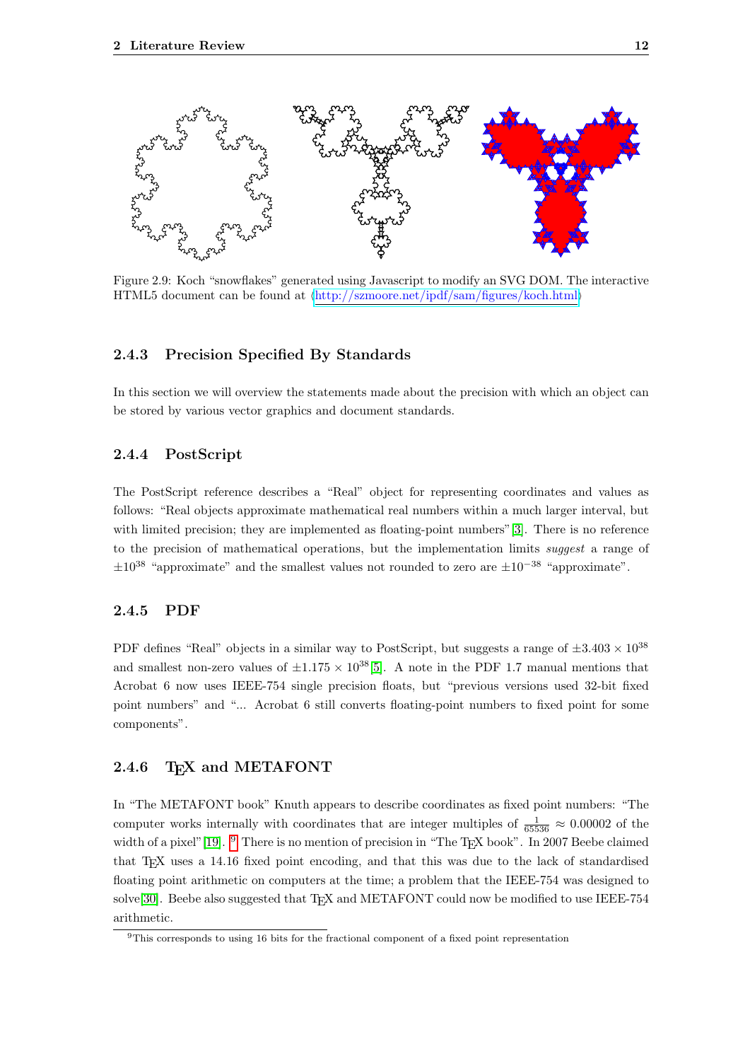Figure 2.9: Koch "snowflakes" generated using Javascript to modify an SVG DOM. The interactive HTML5 document can be found at ⟨http://szmoore.net/ipdf/sam/figures/koch.html⟩

### 2.4.3 Precision Specified By Standards

In this section we will overview the statements made about the precision with which an object can be stored by various vector graphics and document standards.

### 2.4.4 PostScript

The PostScript reference describes a "Real" object for representing coordinates and values as follows: "Real objects approximate mathematical real numbers within a much larger interval, but with limited precision; they are implemented as floating-point numbers"[3]. There is no reference to the precision of mathematical operations, but the implementation limits *suggest* a range of $\pm 10^{38}$ "approximate" and the smallest values not rounded to zero are $\pm 10^{-38}$ "approximate".

### 2.4.5 PDF

PDF defines "Real" objects in a similar way to PostScript, but suggests a range of $\pm 3.403 \times 10^{38}$ and smallest non-zero values of $\pm 1.175 \times 10^{38}$[5]. A note in the PDF 1.7 manual mentions that Acrobat 6 now uses IEEE-754 single precision floats, but "previous versions used 32-bit fixed point numbers" and "... Acrobat 6 still converts floating-point numbers to fixed point for some components".

### 2.4.6 TEX and METAFONT

In "The METAFONT book" Knuth appears to describe coordinates as fixed point numbers: "The computer works internally with coordinates that are integer multiples of $\frac{1}{65536} \approx 0.00002$ of the width of a pixel"[19]. [9] There is no mention of precision in "The TEX book". In 2007 Beebe claimed that TEX uses a 14.16 fixed point encoding, and that this was due to the lack of standardised floating point arithmetic on computers at the time; a problem that the IEEE-754 was designed to solve[30]. Beebe also suggested that TEX and METAFONT could now be modified to use IEEE-754 arithmetic.

[9] This corresponds to using 16 bits for the fractional component of a fixed point representation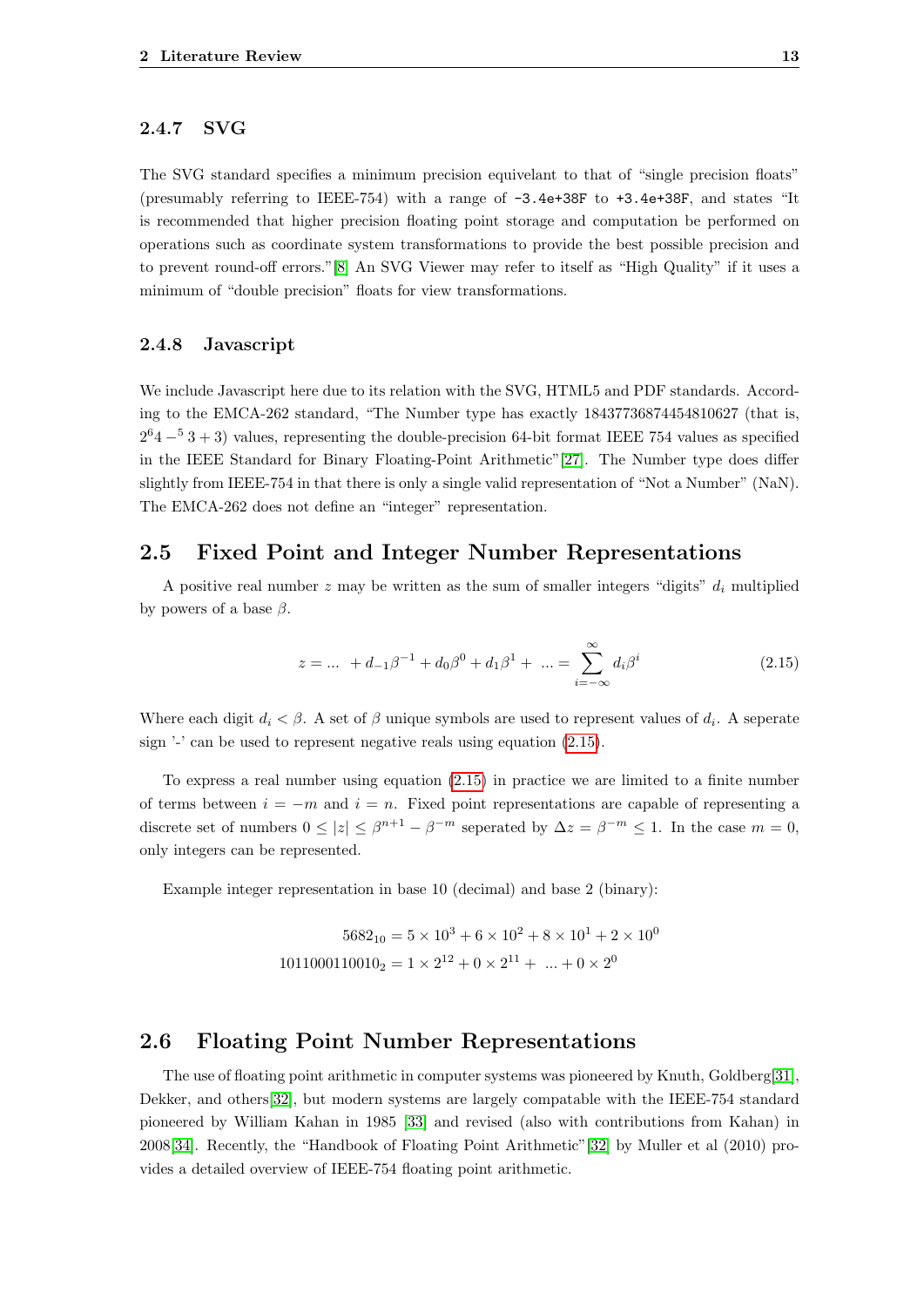### 2.4.7 SVG

The SVG standard specifies a minimum precision equivelant to that of "single precision floats" (presumably referring to IEEE-754) with a range of `-3.4e+38F` to `+3.4e+38F`, and states "It is recommended that higher precision floating point storage and computation be performed on operations such as coordinate system transformations to provide the best possible precision and to prevent round-off errors."[8] An SVG Viewer may refer to itself as "High Quality" if it uses a minimum of "double precision" floats for view transformations.

### 2.4.8 Javascript

We include Javascript here due to its relation with the SVG, HTML5 and PDF standards. According to the EMCA-262 standard, "The Number type has exactly 18437736874454810627 (that is, $2^64 -^5 3 + 3$) values, representing the double-precision 64-bit format IEEE 754 values as specified in the IEEE Standard for Binary Floating-Point Arithmetic"[27]. The Number type does differ slightly from IEEE-754 in that there is only a single valid representation of "Not a Number" (NaN). The EMCA-262 does not define an "integer" representation.

## 2.5 Fixed Point and Integer Number Representations

A positive real number $z$ may be written as the sum of smaller integers "digits" $d_i$ multiplied by powers of a base $\beta$.

$$z = \ldots\ + d_{-1}\beta^{-1} + d_0\beta^0 + d_1\beta^1 +\ \ldots = \sum_{i=-\infty}^{\infty} d_i\beta^i \tag{2.15}$$

Where each digit $d_i < \beta$. A set of $\beta$ unique symbols are used to represent values of $d_i$. A seperate sign '-' can be used to represent negative reals using equation (2.15).

To express a real number using equation (2.15) in practice we are limited to a finite number of terms between $i = -m$ and $i = n$. Fixed point representations are capable of representing a discrete set of numbers $0 \leq |z| \leq \beta^{n+1} - \beta^{-m}$ seperated by $\Delta z = \beta^{-m} \leq 1$. In the case $m = 0$, only integers can be represented.

Example integer representation in base 10 (decimal) and base 2 (binary):

$$5682_{10} = 5 \times 10^3 + 6 \times 10^2 + 8 \times 10^1 + 2 \times 10^0$$
$$1011000110010_2 = 1 \times 2^{12} + 0 \times 2^{11} +\ \ldots + 0 \times 2^0$$

## 2.6 Floating Point Number Representations

The use of floating point arithmetic in computer systems was pioneered by Knuth, Goldberg[31], Dekker, and others[32], but modern systems are largely compatable with the IEEE-754 standard pioneered by William Kahan in 1985 [33] and revised (also with contributions from Kahan) in 2008[34]. Recently, the "Handbook of Floating Point Arithmetic"[32] by Muller et al (2010) provides a detailed overview of IEEE-754 floating point arithmetic.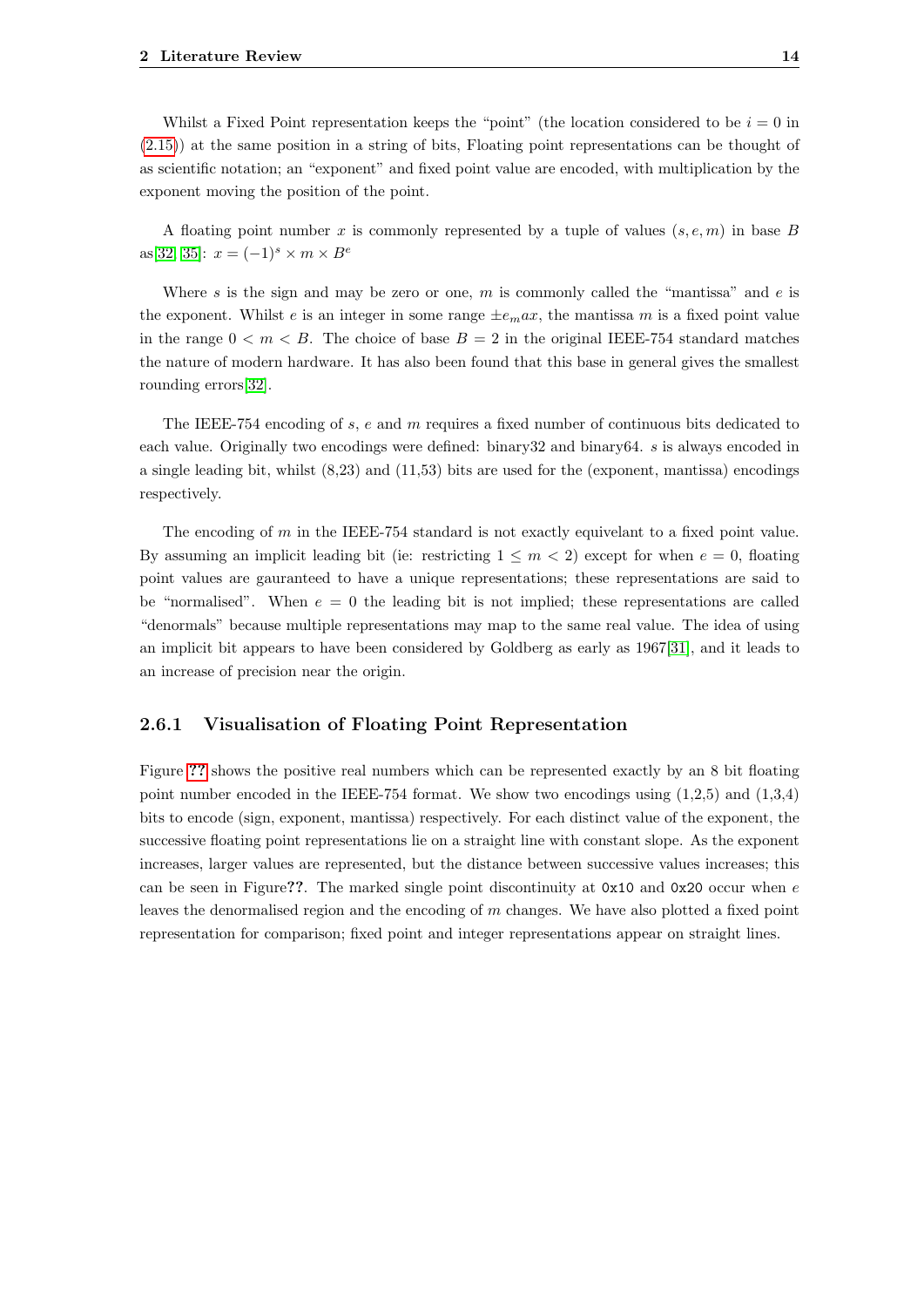Whilst a Fixed Point representation keeps the "point" (the location considered to be $i = 0$ in (2.15)) at the same position in a string of bits, Floating point representations can be thought of as scientific notation; an "exponent" and fixed point value are encoded, with multiplication by the exponent moving the position of the point.

A floating point number $x$ is commonly represented by a tuple of values $(s, e, m)$ in base $B$ as[32, 35]: $x = (-1)^s \times m \times B^e$

Where $s$ is the sign and may be zero or one, $m$ is commonly called the "mantissa" and $e$ is the exponent. Whilst $e$ is an integer in some range $\pm e_m ax$, the mantissa $m$ is a fixed point value in the range $0 < m < B$. The choice of base $B = 2$ in the original IEEE-754 standard matches the nature of modern hardware. It has also been found that this base in general gives the smallest rounding errors[32].

The IEEE-754 encoding of $s$, $e$ and $m$ requires a fixed number of continuous bits dedicated to each value. Originally two encodings were defined: binary32 and binary64. $s$ is always encoded in a single leading bit, whilst (8,23) and (11,53) bits are used for the (exponent, mantissa) encodings respectively.

The encoding of $m$ in the IEEE-754 standard is not exactly equivelant to a fixed point value. By assuming an implicit leading bit (ie: restricting $1 \leq m < 2$) except for when $e = 0$, floating point values are gauranteed to have a unique representations; these representations are said to be "normalised". When $e = 0$ the leading bit is not implied; these representations are called "denormals" because multiple representations may map to the same real value. The idea of using an implicit bit appears to have been considered by Goldberg as early as 1967[31], and it leads to an increase of precision near the origin.

### 2.6.1 Visualisation of Floating Point Representation

Figure ?? shows the positive real numbers which can be represented exactly by an 8 bit floating point number encoded in the IEEE-754 format. We show two encodings using (1,2,5) and (1,3,4) bits to encode (sign, exponent, mantissa) respectively. For each distinct value of the exponent, the successive floating point representations lie on a straight line with constant slope. As the exponent increases, larger values are represented, but the distance between successive values increases; this can be seen in Figure??. The marked single point discontinuity at `0x10` and `0x20` occur when $e$ leaves the denormalised region and the encoding of $m$ changes. We have also plotted a fixed point representation for comparison; fixed point and integer representations appear on straight lines.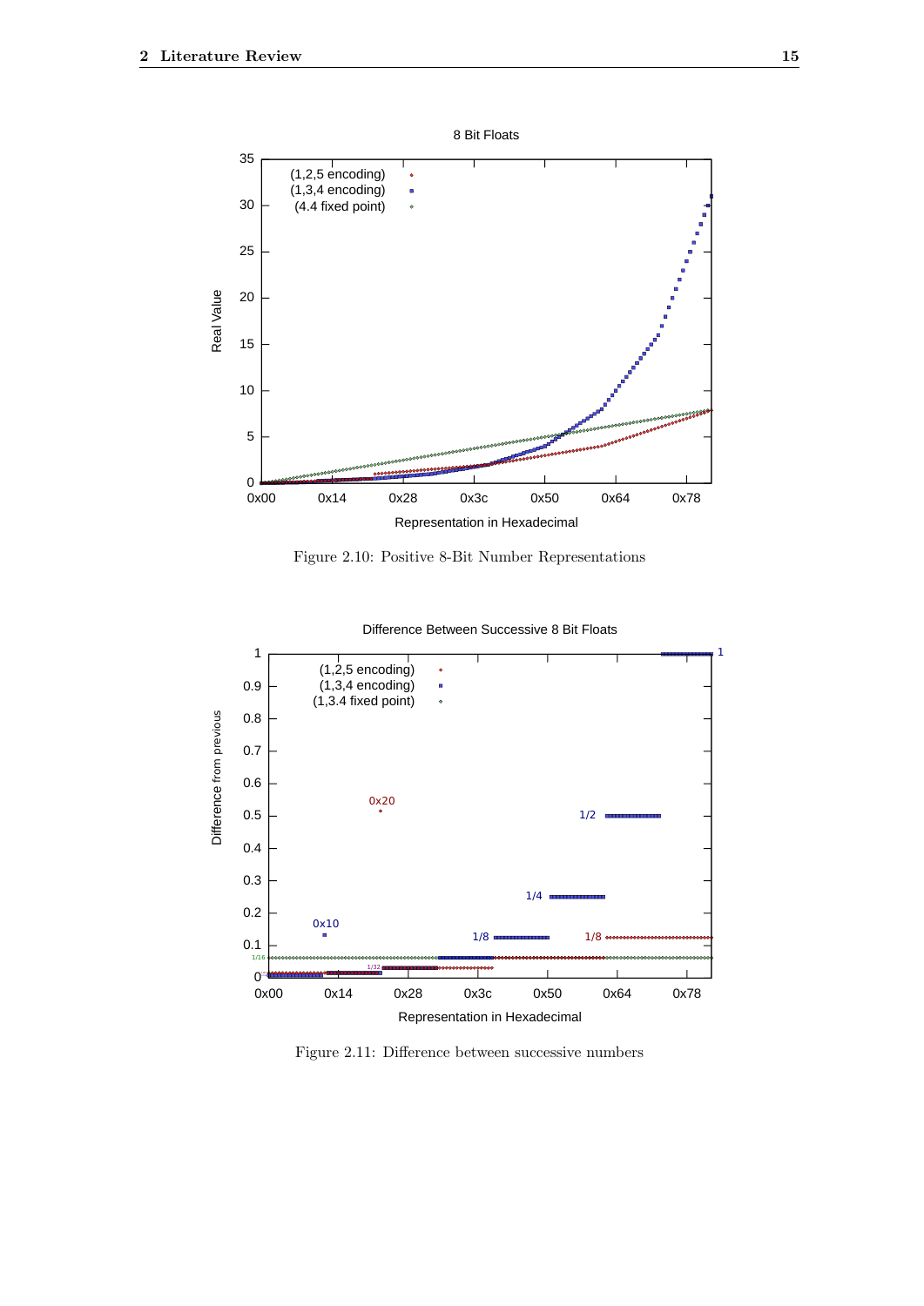Figure 2.10: Positive 8-Bit Number Representations

Figure 2.11: Difference between successive numbers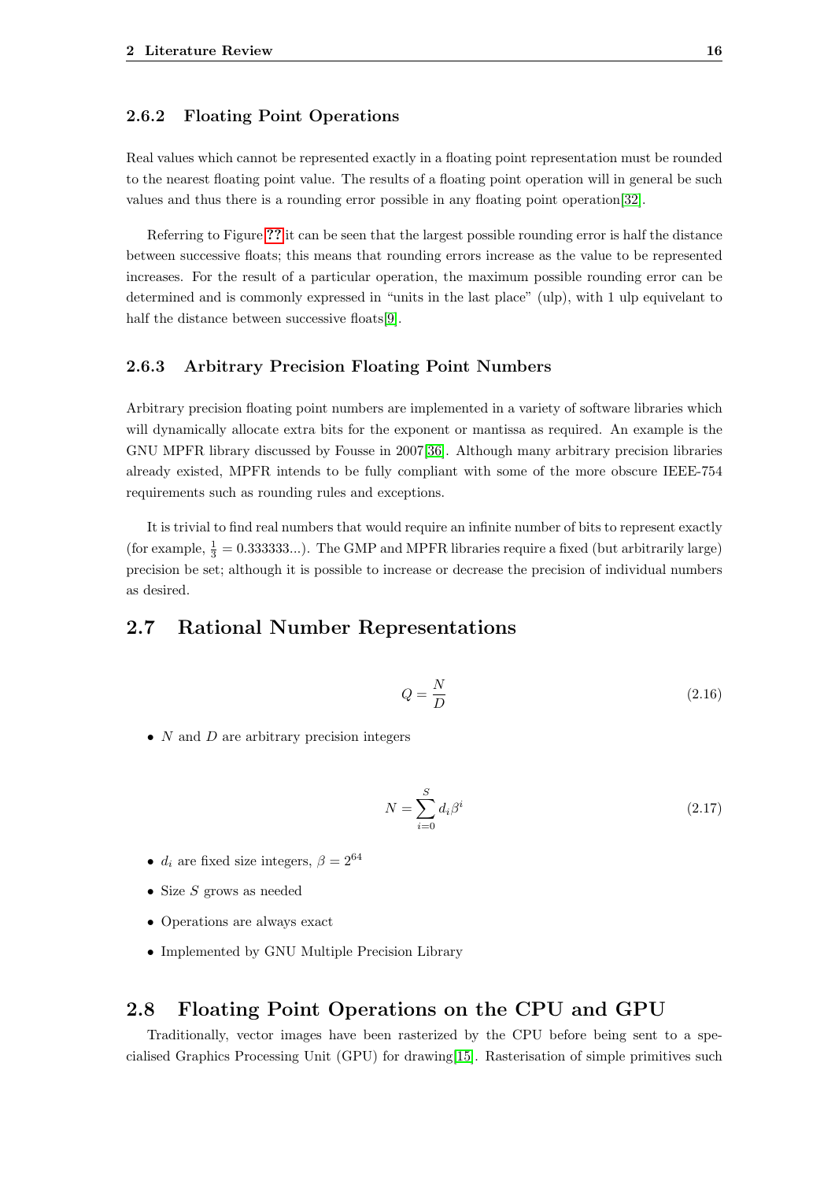### 2.6.2 Floating Point Operations

Real values which cannot be represented exactly in a floating point representation must be rounded to the nearest floating point value. The results of a floating point operation will in general be such values and thus there is a rounding error possible in any floating point operation[32].

Referring to Figure ?? it can be seen that the largest possible rounding error is half the distance between successive floats; this means that rounding errors increase as the value to be represented increases. For the result of a particular operation, the maximum possible rounding error can be determined and is commonly expressed in "units in the last place" (ulp), with 1 ulp equivelant to half the distance between successive floats[9].

### 2.6.3 Arbitrary Precision Floating Point Numbers

Arbitrary precision floating point numbers are implemented in a variety of software libraries which will dynamically allocate extra bits for the exponent or mantissa as required. An example is the GNU MPFR library discussed by Fousse in 2007[36]. Although many arbitrary precision libraries already existed, MPFR intends to be fully compliant with some of the more obscure IEEE-754 requirements such as rounding rules and exceptions.

It is trivial to find real numbers that would require an infinite number of bits to represent exactly (for example, $\frac{1}{3} = 0.333333...$). The GMP and MPFR libraries require a fixed (but arbitrarily large) precision be set; although it is possible to increase or decrease the precision of individual numbers as desired.

## 2.7 Rational Number Representations

$$Q = \frac{N}{D} \tag{2.16}$$

- $N$ and $D$ are arbitrary precision integers

$$N = \sum_{i=0}^{S} d_i \beta^i \tag{2.17}$$

- $d_i$ are fixed size integers, $\beta = 2^{64}$
- Size $S$ grows as needed
- Operations are always exact
- Implemented by GNU Multiple Precision Library

## 2.8 Floating Point Operations on the CPU and GPU

Traditionally, vector images have been rasterized by the CPU before being sent to a specialised Graphics Processing Unit (GPU) for drawing[15]. Rasterisation of simple primitives such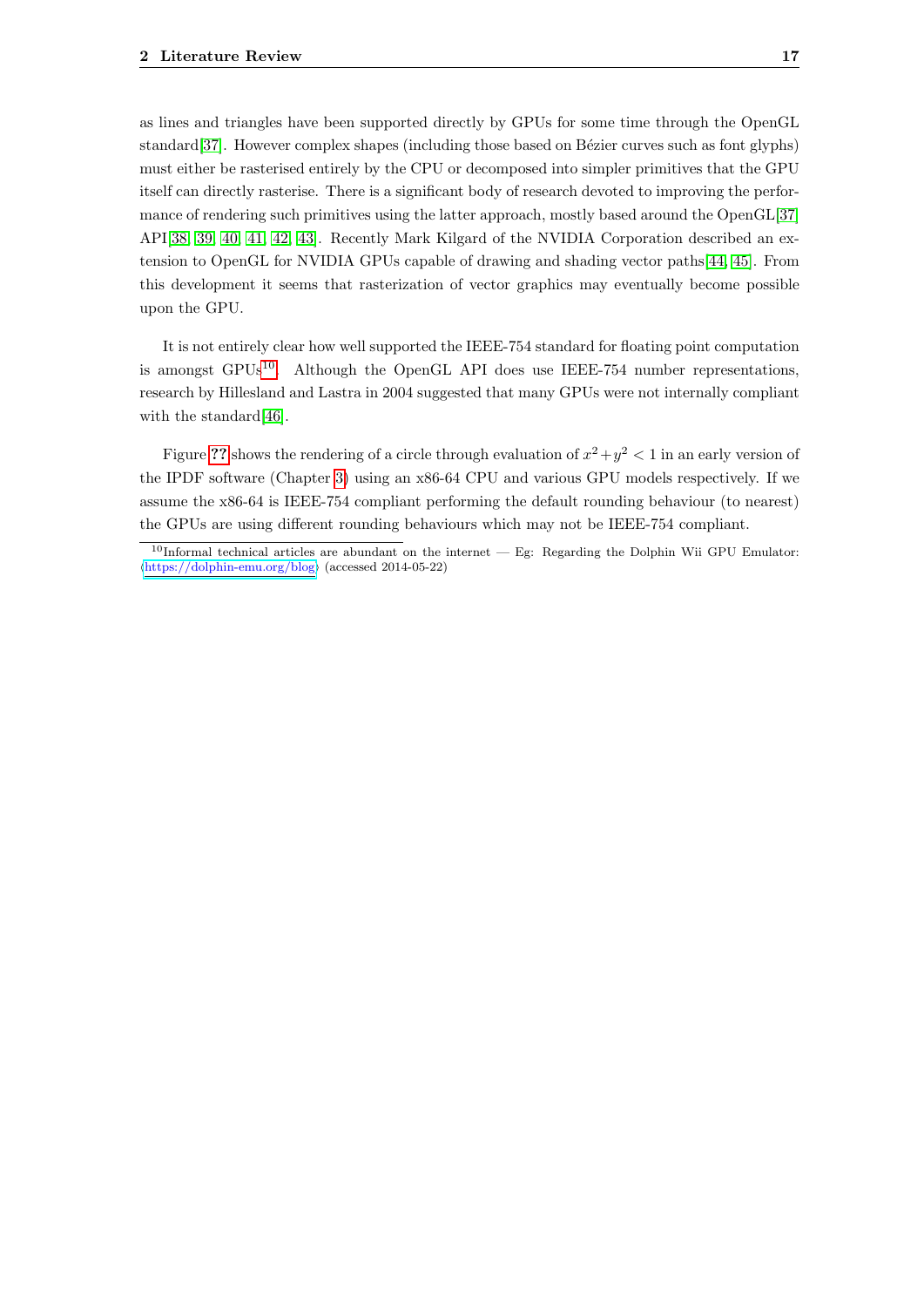as lines and triangles have been supported directly by GPUs for some time through the OpenGL standard[37]. However complex shapes (including those based on Bézier curves such as font glyphs) must either be rasterised entirely by the CPU or decomposed into simpler primitives that the GPU itself can directly rasterise. There is a significant body of research devoted to improving the performance of rendering such primitives using the latter approach, mostly based around the OpenGL[37] API[38, 39, 40, 41, 42, 43]. Recently Mark Kilgard of the NVIDIA Corporation described an extension to OpenGL for NVIDIA GPUs capable of drawing and shading vector paths[44, 45]. From this development it seems that rasterization of vector graphics may eventually become possible upon the GPU.

It is not entirely clear how well supported the IEEE-754 standard for floating point computation is amongst GPUs[10]. Although the OpenGL API does use IEEE-754 number representations, research by Hillesland and Lastra in 2004 suggested that many GPUs were not internally compliant with the standard[46].

Figure ?? shows the rendering of a circle through evaluation of $x^2+y^2 < 1$ in an early version of the IPDF software (Chapter 3) using an x86-64 CPU and various GPU models respectively. If we assume the x86-64 is IEEE-754 compliant performing the default rounding behaviour (to nearest) the GPUs are using different rounding behaviours which may not be IEEE-754 compliant.

[10] Informal technical articles are abundant on the internet — Eg: Regarding the Dolphin Wii GPU Emulator: ⟨https://dolphin-emu.org/blog⟩ (accessed 2014-05-22)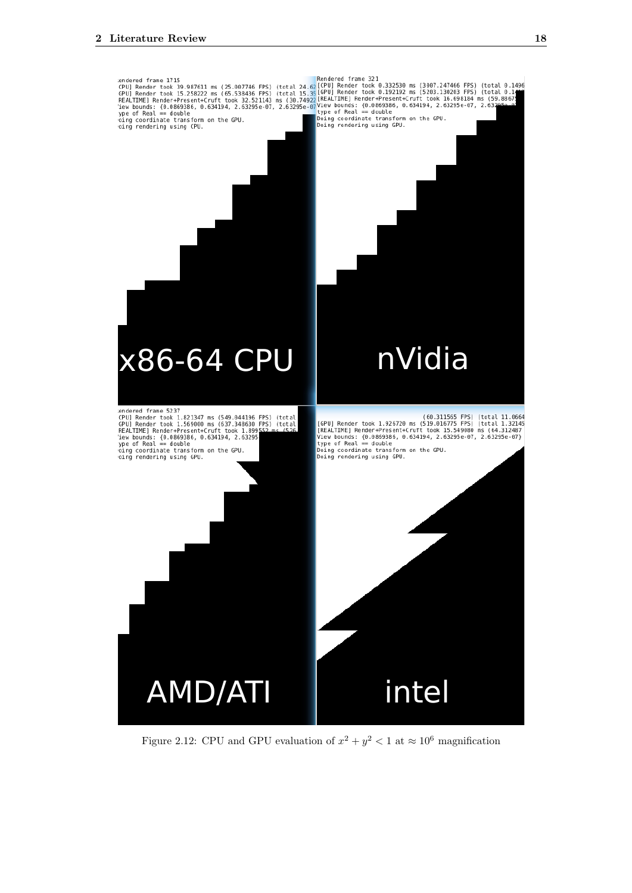Figure 2.12: CPU and GPU evaluation of $x^2 + y^2 < 1$ at $\approx 10^6$ magnification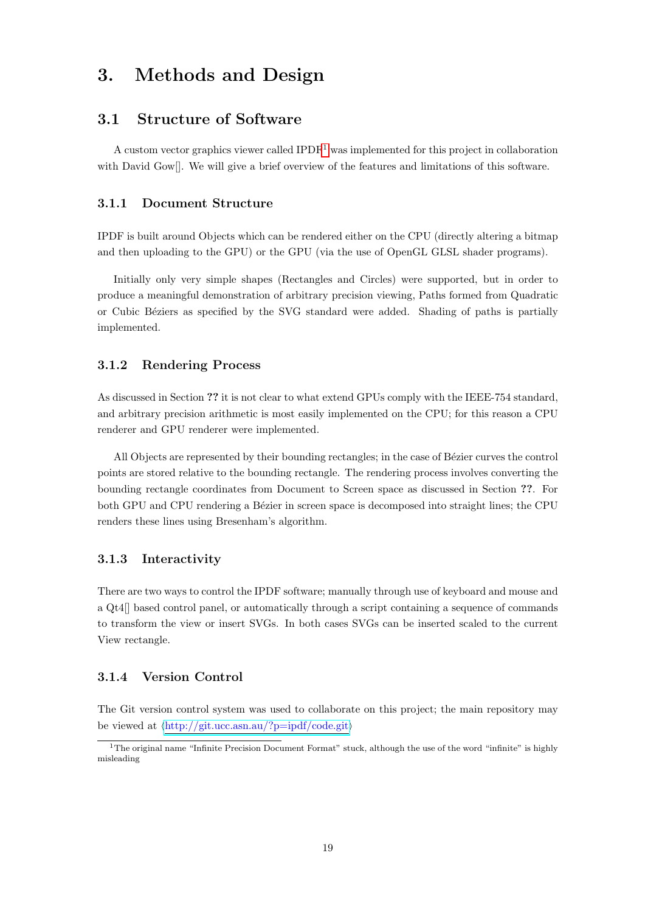# 3. Methods and Design

## 3.1 Structure of Software

A custom vector graphics viewer called IPDF[1] was implemented for this project in collaboration with David Gow[]. We will give a brief overview of the features and limitations of this software.

### 3.1.1 Document Structure

IPDF is built around Objects which can be rendered either on the CPU (directly altering a bitmap and then uploading to the GPU) or the GPU (via the use of OpenGL GLSL shader programs).

Initially only very simple shapes (Rectangles and Circles) were supported, but in order to produce a meaningful demonstration of arbitrary precision viewing, Paths formed from Quadratic or Cubic Béziers as specified by the SVG standard were added. Shading of paths is partially implemented.

### 3.1.2 Rendering Process

As discussed in Section **??** it is not clear to what extend GPUs comply with the IEEE-754 standard, and arbitrary precision arithmetic is most easily implemented on the CPU; for this reason a CPU renderer and GPU renderer were implemented.

All Objects are represented by their bounding rectangles; in the case of Bézier curves the control points are stored relative to the bounding rectangle. The rendering process involves converting the bounding rectangle coordinates from Document to Screen space as discussed in Section **??**. For both GPU and CPU rendering a Bézier in screen space is decomposed into straight lines; the CPU renders these lines using Bresenham's algorithm.

### 3.1.3 Interactivity

There are two ways to control the IPDF software; manually through use of keyboard and mouse and a Qt4[] based control panel, or automatically through a script containing a sequence of commands to transform the view or insert SVGs. In both cases SVGs can be inserted scaled to the current View rectangle.

### 3.1.4 Version Control

The Git version control system was used to collaborate on this project; the main repository may be viewed at ⟨http://git.ucc.asn.au/?p=ipdf/code.git⟩

[1] The original name "Infinite Precision Document Format" stuck, although the use of the word "infinite" is highly misleading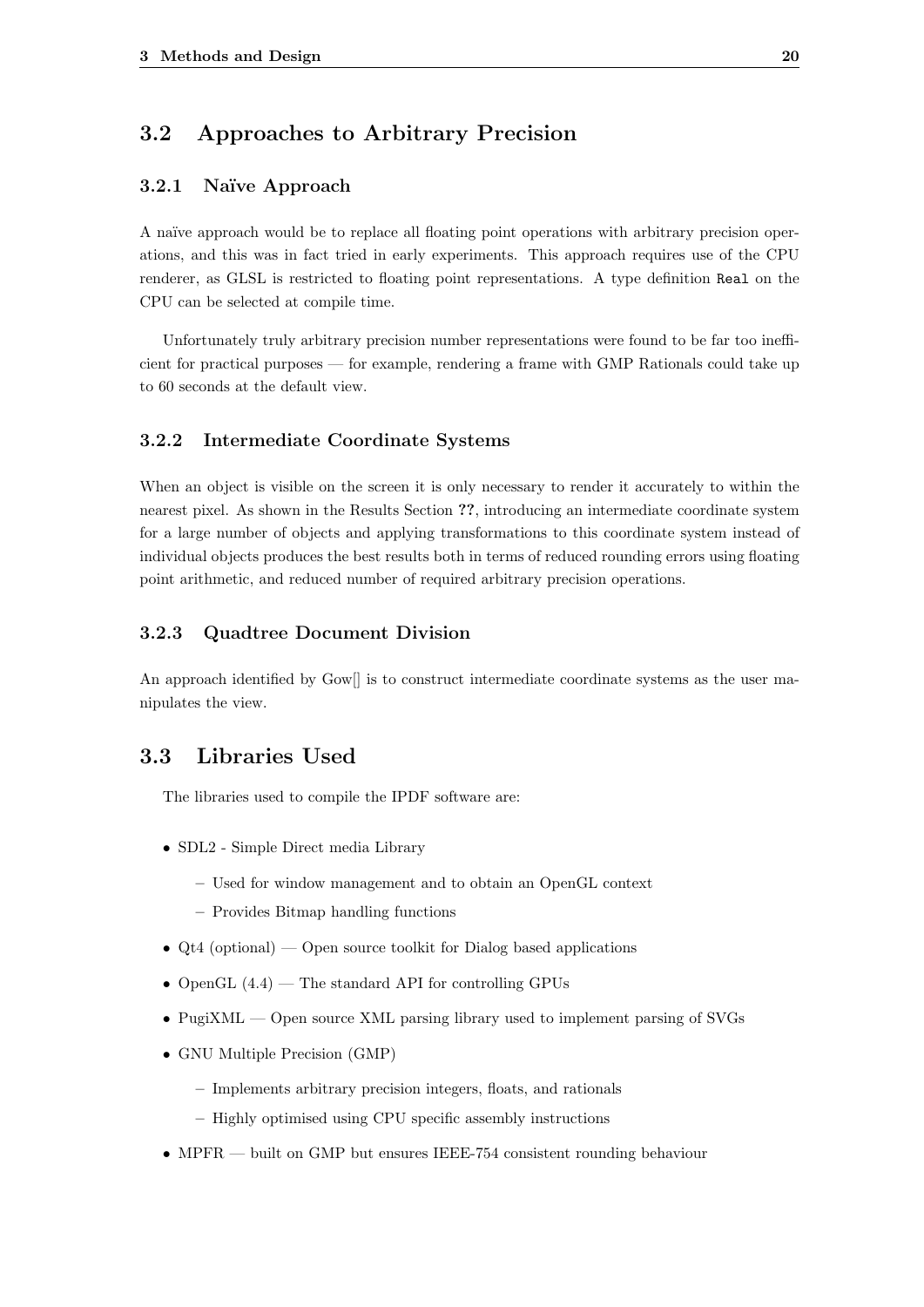## 3.2 Approaches to Arbitrary Precision

### 3.2.1 Naïve Approach

A naïve approach would be to replace all floating point operations with arbitrary precision operations, and this was in fact tried in early experiments. This approach requires use of the CPU renderer, as GLSL is restricted to floating point representations. A type definition `Real` on the CPU can be selected at compile time.

Unfortunately truly arbitrary precision number representations were found to be far too inefficient for practical purposes — for example, rendering a frame with GMP Rationals could take up to 60 seconds at the default view.

### 3.2.2 Intermediate Coordinate Systems

When an object is visible on the screen it is only necessary to render it accurately to within the nearest pixel. As shown in the Results Section **??**, introducing an intermediate coordinate system for a large number of objects and applying transformations to this coordinate system instead of individual objects produces the best results both in terms of reduced rounding errors using floating point arithmetic, and reduced number of required arbitrary precision operations.

### 3.2.3 Quadtree Document Division

An approach identified by Gow[] is to construct intermediate coordinate systems as the user manipulates the view.

## 3.3 Libraries Used

The libraries used to compile the IPDF software are:

- SDL2 - Simple Direct media Library
  - Used for window management and to obtain an OpenGL context
  - Provides Bitmap handling functions
- Qt4 (optional) — Open source toolkit for Dialog based applications
- OpenGL (4.4) — The standard API for controlling GPUs
- PugiXML — Open source XML parsing library used to implement parsing of SVGs
- GNU Multiple Precision (GMP)
  - Implements arbitrary precision integers, floats, and rationals
  - Highly optimised using CPU specific assembly instructions
- MPFR — built on GMP but ensures IEEE-754 consistent rounding behaviour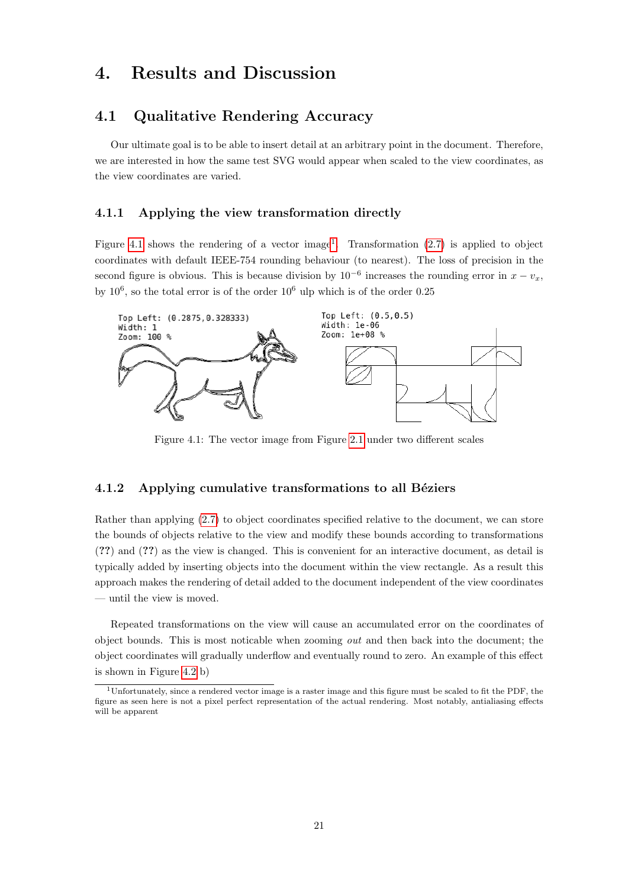# 4. Results and Discussion

## 4.1 Qualitative Rendering Accuracy

Our ultimate goal is to be able to insert detail at an arbitrary point in the document. Therefore, we are interested in how the same test SVG would appear when scaled to the view coordinates, as the view coordinates are varied.

### 4.1.1 Applying the view transformation directly

Figure 4.1 shows the rendering of a vector image[1]. Transformation (2.7) is applied to object coordinates with default IEEE-754 rounding behaviour (to nearest). The loss of precision in the second figure is obvious. This is because division by $10^{-6}$ increases the rounding error in $x - v_x$, by $10^6$, so the total error is of the order $10^6$ ulp which is of the order 0.25

Figure 4.1: The vector image from Figure 2.1 under two different scales

### 4.1.2 Applying cumulative transformations to all Béziers

Rather than applying (2.7) to object coordinates specified relative to the document, we can store the bounds of objects relative to the view and modify these bounds according to transformations (**??**) and (**??**) as the view is changed. This is convenient for an interactive document, as detail is typically added by inserting objects into the document within the view rectangle. As a result this approach makes the rendering of detail added to the document independent of the view coordinates — until the view is moved.

Repeated transformations on the view will cause an accumulated error on the coordinates of object bounds. This is most noticable when zooming *out* and then back into the document; the object coordinates will gradually underflow and eventually round to zero. An example of this effect is shown in Figure 4.2 b)

[1] Unfortunately, since a rendered vector image is a raster image and this figure must be scaled to fit the PDF, the figure as seen here is not a pixel perfect representation of the actual rendering. Most notably, antialiasing effects will be apparent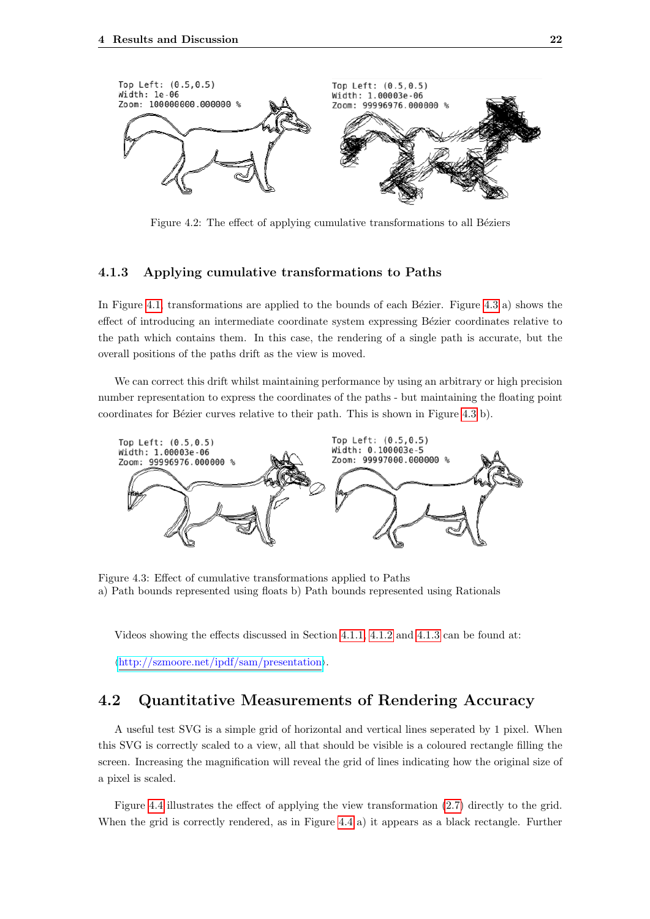Figure 4.2: The effect of applying cumulative transformations to all Béziers

### 4.1.3 Applying cumulative transformations to Paths

In Figure 4.1, transformations are applied to the bounds of each Bézier. Figure 4.3 a) shows the effect of introducing an intermediate coordinate system expressing Bézier coordinates relative to the path which contains them. In this case, the rendering of a single path is accurate, but the overall positions of the paths drift as the view is moved.

We can correct this drift whilst maintaining performance by using an arbitrary or high precision number representation to express the coordinates of the paths - but maintaining the floating point coordinates for Bézier curves relative to their path. This is shown in Figure 4.3 b).

Figure 4.3: Effect of cumulative transformations applied to Paths
a) Path bounds represented using floats b) Path bounds represented using Rationals

Videos showing the effects discussed in Section 4.1.1, 4.1.2 and 4.1.3 can be found at:

(http://szmoore.net/ipdf/sam/presentation).

## 4.2 Quantitative Measurements of Rendering Accuracy

A useful test SVG is a simple grid of horizontal and vertical lines seperated by 1 pixel. When this SVG is correctly scaled to a view, all that should be visible is a coloured rectangle filling the screen. Increasing the magnification will reveal the grid of lines indicating how the original size of a pixel is scaled.

Figure 4.4 illustrates the effect of applying the view transformation (2.7) directly to the grid. When the grid is correctly rendered, as in Figure 4.4 a) it appears as a black rectangle. Further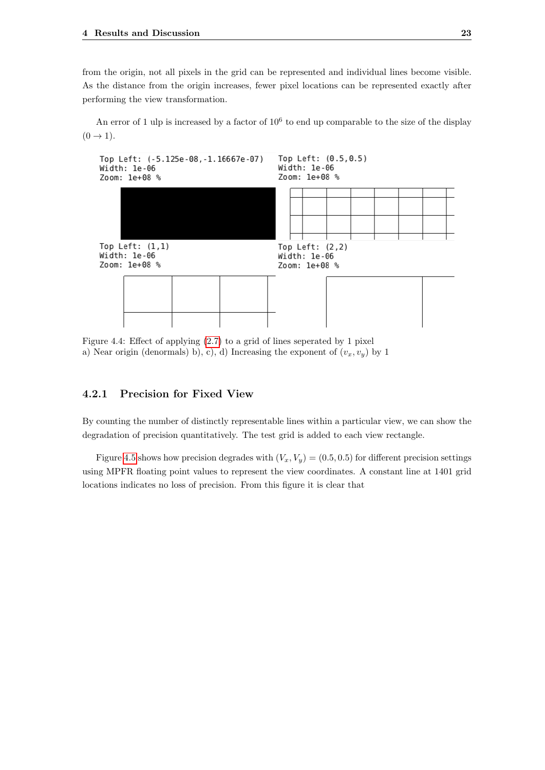from the origin, not all pixels in the grid can be represented and individual lines become visible. As the distance from the origin increases, fewer pixel locations can be represented exactly after performing the view transformation.

An error of 1 ulp is increased by a factor of $10^6$ to end up comparable to the size of the display $(0 \to 1)$.

Top Left: (-5.125e-08,-1.16667e-07)
Width: 1e-06
Zoom: 1e+08 %

Top Left: (0.5,0.5)
Width: 1e-06
Zoom: 1e+08 %

Top Left: (1,1)
Width: 1e-06
Zoom: 1e+08 %

Top Left: (2,2)
Width: 1e-06
Zoom: 1e+08 %

Figure 4.4: Effect of applying (2.7) to a grid of lines seperated by 1 pixel
a) Near origin (denormals) b), c), d) Increasing the exponent of $(v_x, v_y)$ by 1

### 4.2.1 Precision for Fixed View

By counting the number of distinctly representable lines within a particular view, we can show the degradation of precision quantitatively. The test grid is added to each view rectangle.

Figure 4.5 shows how precision degrades with $(V_x, V_y) = (0.5, 0.5)$ for different precision settings using MPFR floating point values to represent the view coordinates. A constant line at 1401 grid locations indicates no loss of precision. From this figure it is clear that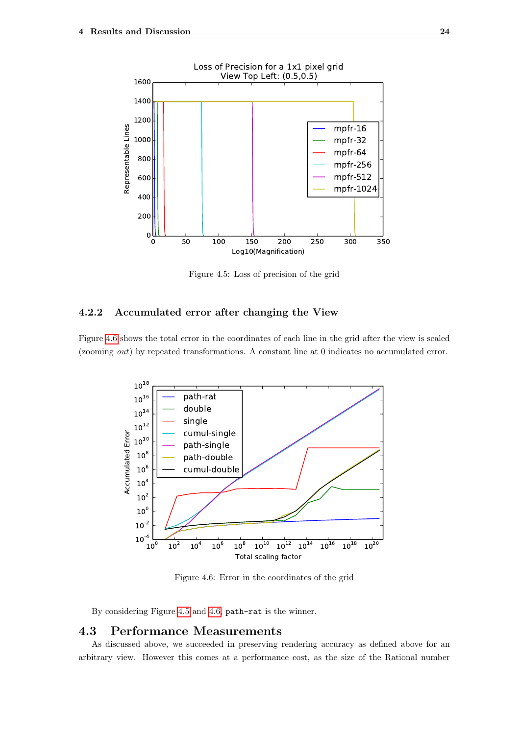Figure 4.5: Loss of precision of the grid

### 4.2.2 Accumulated error after changing the View

Figure 4.6 shows the total error in the coordinates of each line in the grid after the view is scaled (zooming *out*) by repeated transformations. A constant line at 0 indicates no accumulated error.

Figure 4.6: Error in the coordinates of the grid

By considering Figure 4.5 and 4.6, `path-rat` is the winner.

## 4.3 Performance Measurements

As discussed above, we succeeded in preserving rendering accuracy as defined above for an arbitrary view. However this comes at a performance cost, as the size of the Rational number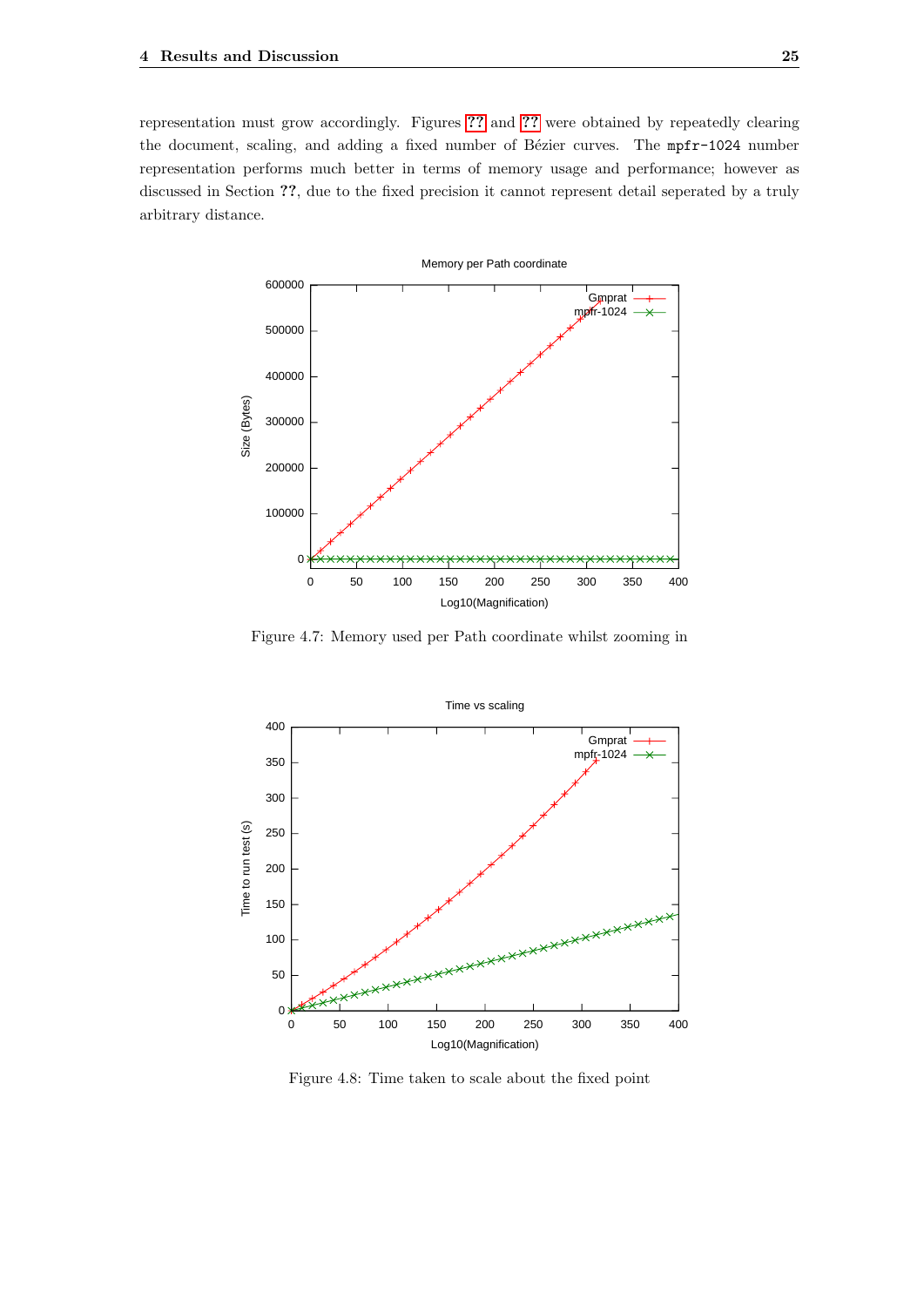representation must grow accordingly. Figures ?? and ?? were obtained by repeatedly clearing the document, scaling, and adding a fixed number of Bézier curves. The `mpfr-1024` number representation performs much better in terms of memory usage and performance; however as discussed in Section **??**, due to the fixed precision it cannot represent detail seperated by a truly arbitrary distance.

Figure 4.7: Memory used per Path coordinate whilst zooming in

Figure 4.8: Time taken to scale about the fixed point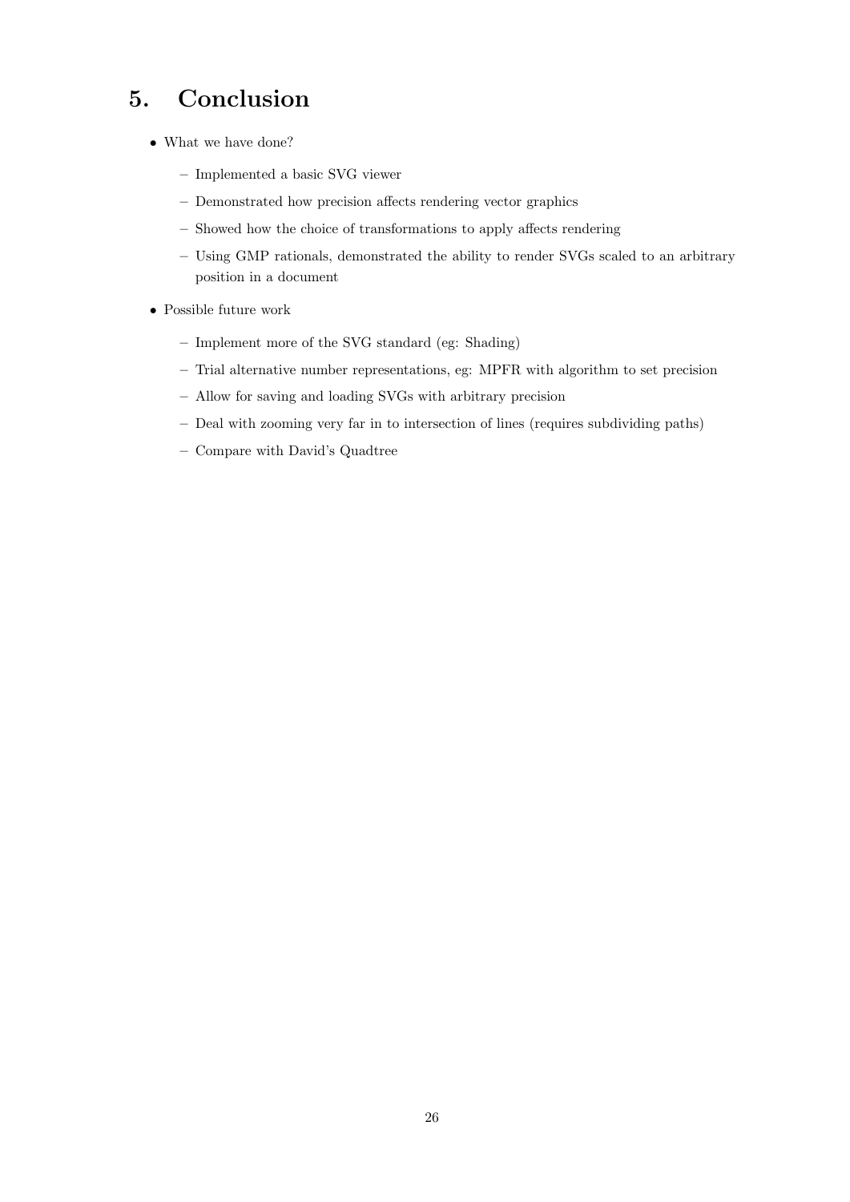# 5. Conclusion

- What we have done?
  - Implemented a basic SVG viewer
  - Demonstrated how precision affects rendering vector graphics
  - Showed how the choice of transformations to apply affects rendering
  - Using GMP rationals, demonstrated the ability to render SVGs scaled to an arbitrary position in a document
- Possible future work
  - Implement more of the SVG standard (eg: Shading)
  - Trial alternative number representations, eg: MPFR with algorithm to set precision
  - Allow for saving and loading SVGs with arbitrary precision
  - Deal with zooming very far in to intersection of lines (requires subdividing paths)
  - Compare with David's Quadtree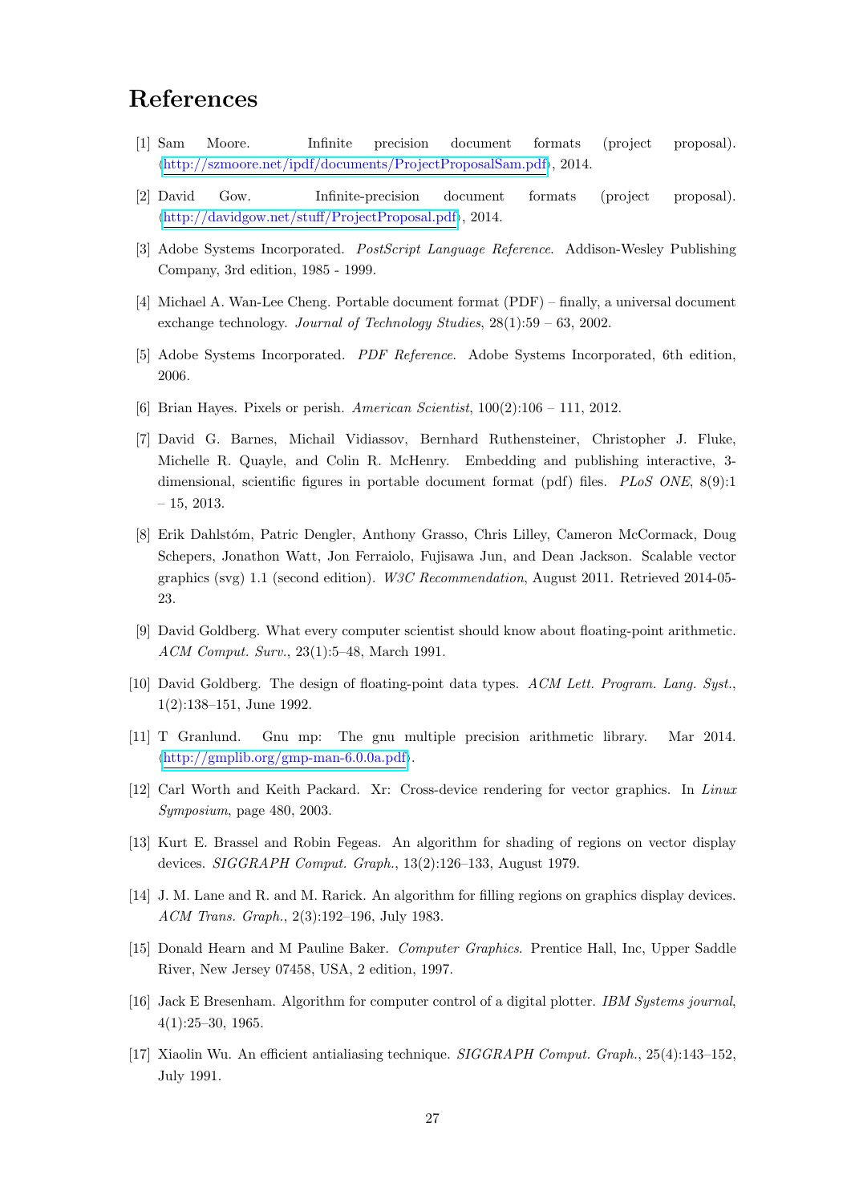# References

[1] Sam Moore. Infinite precision document formats (project proposal). ⟨http://szmoore.net/ipdf/documents/ProjectProposalSam.pdf⟩, 2014.

[2] David Gow. Infinite-precision document formats (project proposal). ⟨http://davidgow.net/stuff/ProjectProposal.pdf⟩, 2014.

[3] Adobe Systems Incorporated. *PostScript Language Reference*. Addison-Wesley Publishing Company, 3rd edition, 1985 - 1999.

[4] Michael A. Wan-Lee Cheng. Portable document format (PDF) – finally, a universal document exchange technology. *Journal of Technology Studies*, 28(1):59 – 63, 2002.

[5] Adobe Systems Incorporated. *PDF Reference*. Adobe Systems Incorporated, 6th edition, 2006.

[6] Brian Hayes. Pixels or perish. *American Scientist*, 100(2):106 – 111, 2012.

[7] David G. Barnes, Michail Vidiassov, Bernhard Ruthensteiner, Christopher J. Fluke, Michelle R. Quayle, and Colin R. McHenry. Embedding and publishing interactive, 3-dimensional, scientific figures in portable document format (pdf) files. *PLoS ONE*, 8(9):1 – 15, 2013.

[8] Erik Dahlstóm, Patric Dengler, Anthony Grasso, Chris Lilley, Cameron McCormack, Doug Schepers, Jonathon Watt, Jon Ferraiolo, Fujisawa Jun, and Dean Jackson. Scalable vector graphics (svg) 1.1 (second edition). *W3C Recommendation*, August 2011. Retrieved 2014-05-23.

[9] David Goldberg. What every computer scientist should know about floating-point arithmetic. *ACM Comput. Surv.*, 23(1):5–48, March 1991.

[10] David Goldberg. The design of floating-point data types. *ACM Lett. Program. Lang. Syst.*, 1(2):138–151, June 1992.

[11] T Granlund. Gnu mp: The gnu multiple precision arithmetic library. Mar 2014. ⟨http://gmplib.org/gmp-man-6.0.0a.pdf⟩.

[12] Carl Worth and Keith Packard. Xr: Cross-device rendering for vector graphics. In *Linux Symposium*, page 480, 2003.

[13] Kurt E. Brassel and Robin Fegeas. An algorithm for shading of regions on vector display devices. *SIGGRAPH Comput. Graph.*, 13(2):126–133, August 1979.

[14] J. M. Lane and R. and M. Rarick. An algorithm for filling regions on graphics display devices. *ACM Trans. Graph.*, 2(3):192–196, July 1983.

[15] Donald Hearn and M Pauline Baker. *Computer Graphics*. Prentice Hall, Inc, Upper Saddle River, New Jersey 07458, USA, 2 edition, 1997.

[16] Jack E Bresenham. Algorithm for computer control of a digital plotter. *IBM Systems journal*, 4(1):25–30, 1965.

[17] Xiaolin Wu. An efficient antialiasing technique. *SIGGRAPH Comput. Graph.*, 25(4):143–152, July 1991.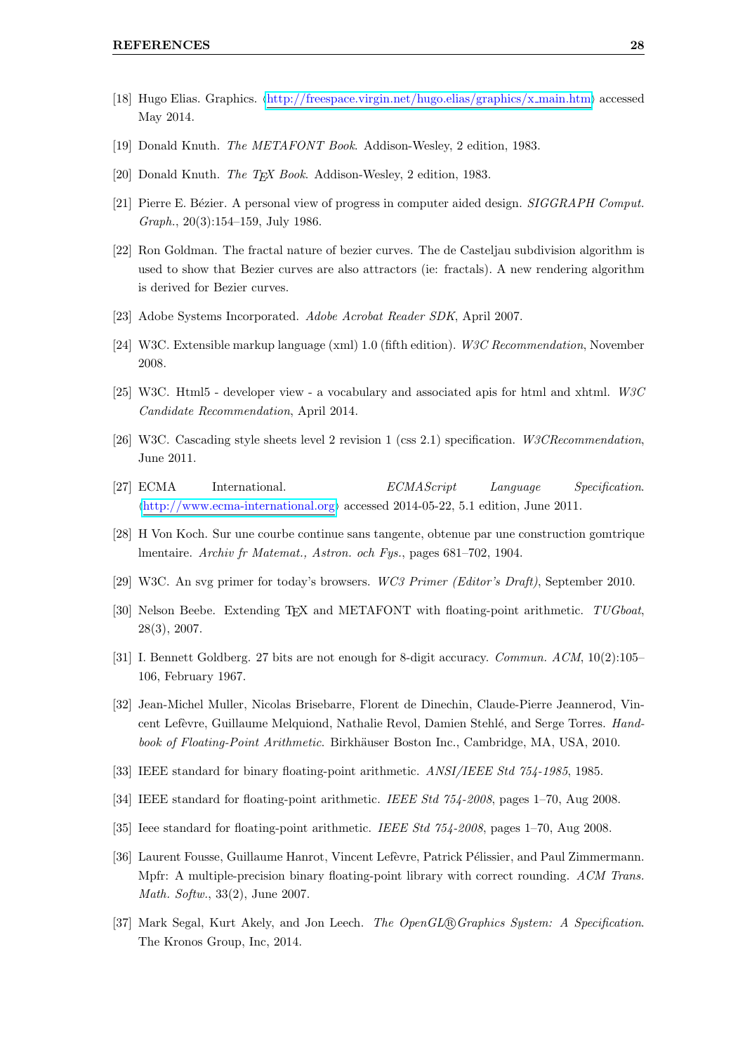[18] Hugo Elias. Graphics. ⟨http://freespace.virgin.net/hugo.elias/graphics/x_main.htm⟩ accessed May 2014.

[19] Donald Knuth. *The METAFONT Book*. Addison-Wesley, 2 edition, 1983.

[20] Donald Knuth. *The TEX Book*. Addison-Wesley, 2 edition, 1983.

[21] Pierre E. Bézier. A personal view of progress in computer aided design. *SIGGRAPH Comput. Graph.*, 20(3):154–159, July 1986.

[22] Ron Goldman. The fractal nature of bezier curves. The de Casteljau subdivision algorithm is used to show that Bezier curves are also attractors (ie: fractals). A new rendering algorithm is derived for Bezier curves.

[23] Adobe Systems Incorporated. *Adobe Acrobat Reader SDK*, April 2007.

[24] W3C. Extensible markup language (xml) 1.0 (fifth edition). *W3C Recommendation*, November 2008.

[25] W3C. Html5 - developer view - a vocabulary and associated apis for html and xhtml. *W3C Candidate Recommendation*, April 2014.

[26] W3C. Cascading style sheets level 2 revision 1 (css 2.1) specification. *W3CRecommendation*, June 2011.

[27] ECMA International. *ECMAScript Language Specification*. ⟨http://www.ecma-international.org⟩ accessed 2014-05-22, 5.1 edition, June 2011.

[28] H Von Koch. Sur une courbe continue sans tangente, obtenue par une construction gomtrique lmentaire. *Archiv fr Matemat., Astron. och Fys.*, pages 681–702, 1904.

[29] W3C. An svg primer for today's browsers. *WC3 Primer (Editor's Draft)*, September 2010.

[30] Nelson Beebe. Extending TEX and METAFONT with floating-point arithmetic. *TUGboat*, 28(3), 2007.

[31] I. Bennett Goldberg. 27 bits are not enough for 8-digit accuracy. *Commun. ACM*, 10(2):105–106, February 1967.

[32] Jean-Michel Muller, Nicolas Brisebarre, Florent de Dinechin, Claude-Pierre Jeannerod, Vincent Lefèvre, Guillaume Melquiond, Nathalie Revol, Damien Stehlé, and Serge Torres. *Handbook of Floating-Point Arithmetic*. Birkhäuser Boston Inc., Cambridge, MA, USA, 2010.

[33] IEEE standard for binary floating-point arithmetic. *ANSI/IEEE Std 754-1985*, 1985.

[34] IEEE standard for floating-point arithmetic. *IEEE Std 754-2008*, pages 1–70, Aug 2008.

[35] Ieee standard for floating-point arithmetic. *IEEE Std 754-2008*, pages 1–70, Aug 2008.

[36] Laurent Fousse, Guillaume Hanrot, Vincent Lefèvre, Patrick Pélissier, and Paul Zimmermann. Mpfr: A multiple-precision binary floating-point library with correct rounding. *ACM Trans. Math. Softw.*, 33(2), June 2007.

[37] Mark Segal, Kurt Akely, and Jon Leech. *The OpenGL® Graphics System: A Specification*. The Kronos Group, Inc, 2014.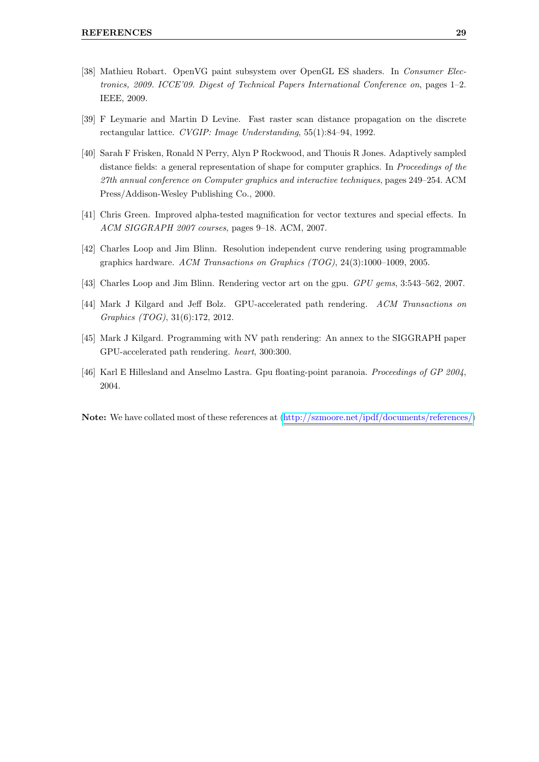[38] Mathieu Robart. OpenVG paint subsystem over OpenGL ES shaders. In *Consumer Electronics, 2009. ICCE'09. Digest of Technical Papers International Conference on*, pages 1–2. IEEE, 2009.

[39] F Leymarie and Martin D Levine. Fast raster scan distance propagation on the discrete rectangular lattice. *CVGIP: Image Understanding*, 55(1):84–94, 1992.

[40] Sarah F Frisken, Ronald N Perry, Alyn P Rockwood, and Thouis R Jones. Adaptively sampled distance fields: a general representation of shape for computer graphics. In *Proceedings of the 27th annual conference on Computer graphics and interactive techniques*, pages 249–254. ACM Press/Addison-Wesley Publishing Co., 2000.

[41] Chris Green. Improved alpha-tested magnification for vector textures and special effects. In *ACM SIGGRAPH 2007 courses*, pages 9–18. ACM, 2007.

[42] Charles Loop and Jim Blinn. Resolution independent curve rendering using programmable graphics hardware. *ACM Transactions on Graphics (TOG)*, 24(3):1000–1009, 2005.

[43] Charles Loop and Jim Blinn. Rendering vector art on the gpu. *GPU gems*, 3:543–562, 2007.

[44] Mark J Kilgard and Jeff Bolz. GPU-accelerated path rendering. *ACM Transactions on Graphics (TOG)*, 31(6):172, 2012.

[45] Mark J Kilgard. Programming with NV path rendering: An annex to the SIGGRAPH paper GPU-accelerated path rendering. *heart*, 300:300.

[46] Karl E Hillesland and Anselmo Lastra. Gpu floating-point paranoia. *Proceedings of GP 2004*, 2004.

**Note:** We have collated most of these references at ⟨http://szmoore.net/ipdf/documents/references/⟩